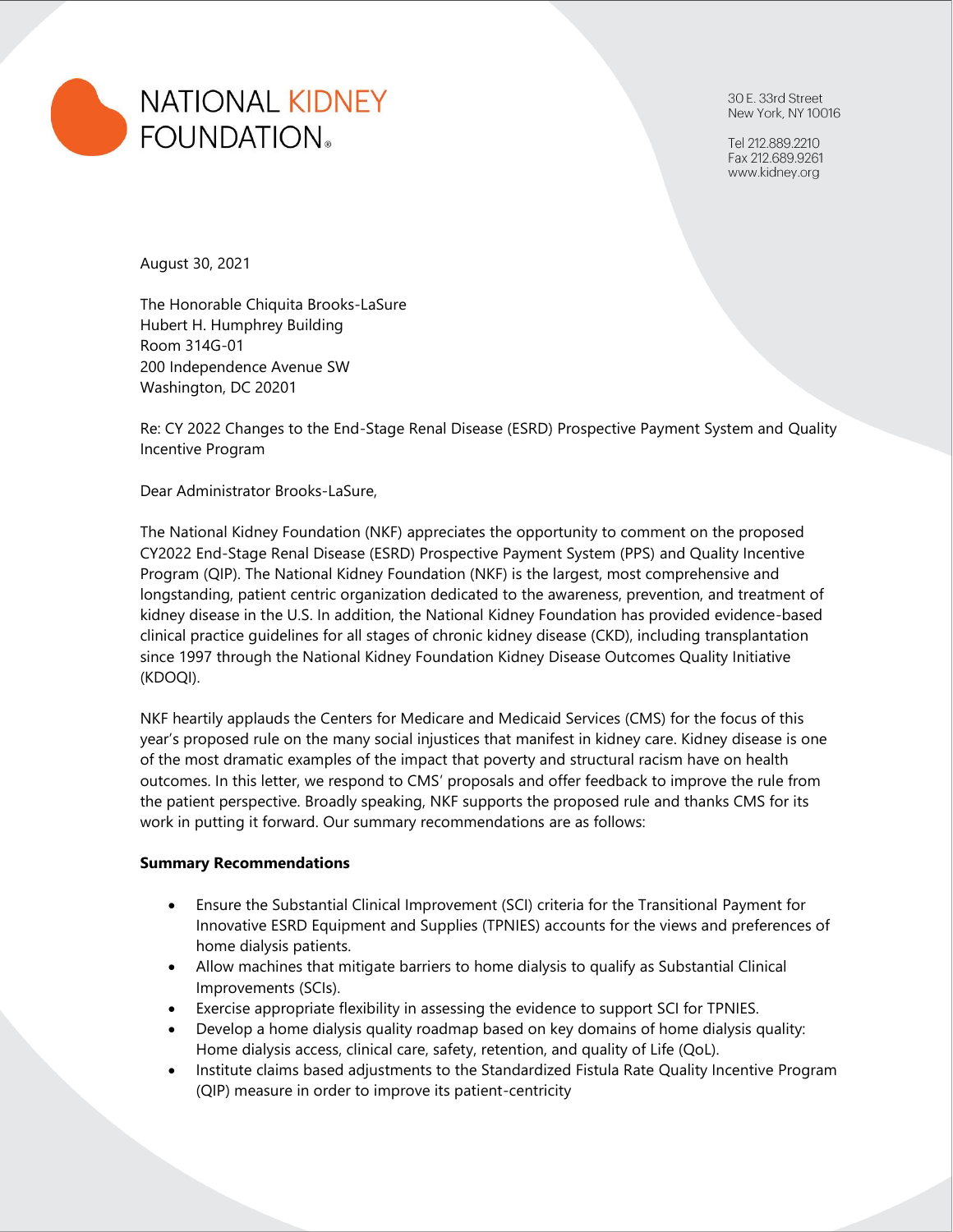NATIONAL KIDNEY FOUNDATION®

30 E. 33rd Street
New York, NY 10016

Tel 212.889.2210
Fax 212.689.9261
www.kidney.org

August 30, 2021

The Honorable Chiquita Brooks-LaSure
Hubert H. Humphrey Building
Room 314G-01
200 Independence Avenue SW
Washington, DC 20201

Re: CY 2022 Changes to the End-Stage Renal Disease (ESRD) Prospective Payment System and Quality Incentive Program

Dear Administrator Brooks-LaSure,

The National Kidney Foundation (NKF) appreciates the opportunity to comment on the proposed CY2022 End-Stage Renal Disease (ESRD) Prospective Payment System (PPS) and Quality Incentive Program (QIP). The National Kidney Foundation (NKF) is the largest, most comprehensive and longstanding, patient centric organization dedicated to the awareness, prevention, and treatment of kidney disease in the U.S. In addition, the National Kidney Foundation has provided evidence-based clinical practice guidelines for all stages of chronic kidney disease (CKD), including transplantation since 1997 through the National Kidney Foundation Kidney Disease Outcomes Quality Initiative (KDOQI).

NKF heartily applauds the Centers for Medicare and Medicaid Services (CMS) for the focus of this year's proposed rule on the many social injustices that manifest in kidney care. Kidney disease is one of the most dramatic examples of the impact that poverty and structural racism have on health outcomes. In this letter, we respond to CMS' proposals and offer feedback to improve the rule from the patient perspective. Broadly speaking, NKF supports the proposed rule and thanks CMS for its work in putting it forward. Our summary recommendations are as follows:

**Summary Recommendations**

- Ensure the Substantial Clinical Improvement (SCI) criteria for the Transitional Payment for Innovative ESRD Equipment and Supplies (TPNIES) accounts for the views and preferences of home dialysis patients.
- Allow machines that mitigate barriers to home dialysis to qualify as Substantial Clinical Improvements (SCIs).
- Exercise appropriate flexibility in assessing the evidence to support SCI for TPNIES.
- Develop a home dialysis quality roadmap based on key domains of home dialysis quality: Home dialysis access, clinical care, safety, retention, and quality of Life (QoL).
- Institute claims based adjustments to the Standardized Fistula Rate Quality Incentive Program (QIP) measure in order to improve its patient-centricity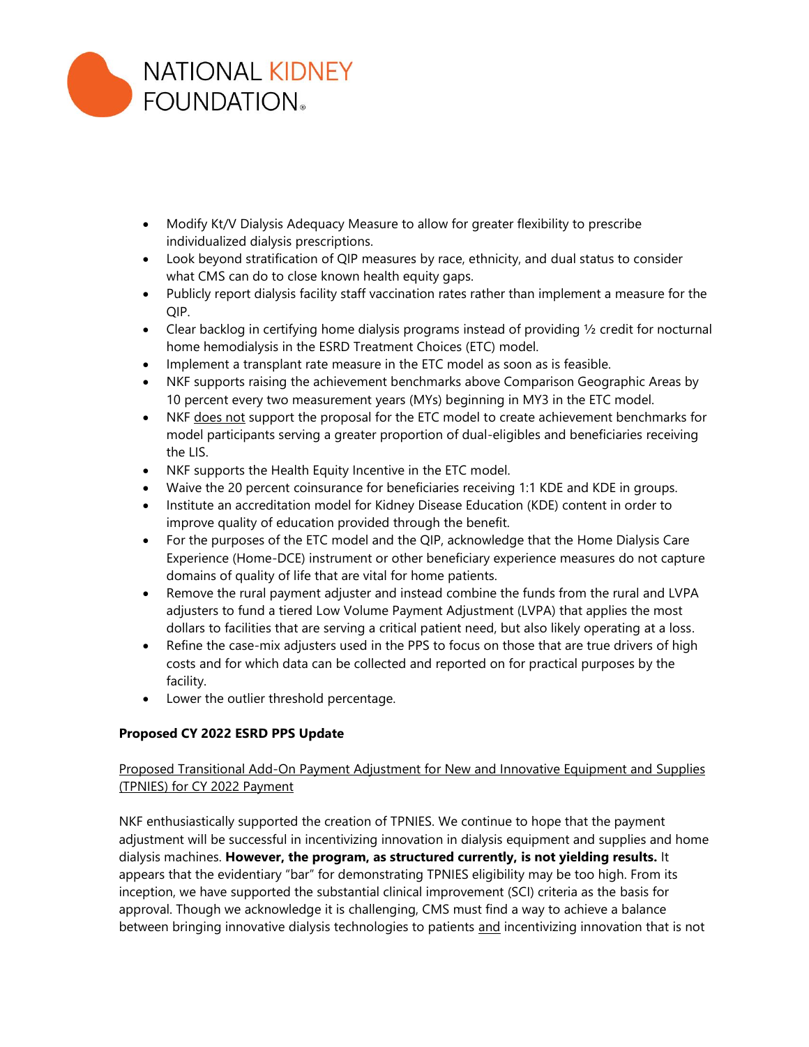- Modify Kt/V Dialysis Adequacy Measure to allow for greater flexibility to prescribe individualized dialysis prescriptions.
- Look beyond stratification of QIP measures by race, ethnicity, and dual status to consider what CMS can do to close known health equity gaps.
- Publicly report dialysis facility staff vaccination rates rather than implement a measure for the QIP.
- Clear backlog in certifying home dialysis programs instead of providing ½ credit for nocturnal home hemodialysis in the ESRD Treatment Choices (ETC) model.
- Implement a transplant rate measure in the ETC model as soon as is feasible.
- NKF supports raising the achievement benchmarks above Comparison Geographic Areas by 10 percent every two measurement years (MYs) beginning in MY3 in the ETC model.
- NKF does not support the proposal for the ETC model to create achievement benchmarks for model participants serving a greater proportion of dual-eligibles and beneficiaries receiving the LIS.
- NKF supports the Health Equity Incentive in the ETC model.
- Waive the 20 percent coinsurance for beneficiaries receiving 1:1 KDE and KDE in groups.
- Institute an accreditation model for Kidney Disease Education (KDE) content in order to improve quality of education provided through the benefit.
- For the purposes of the ETC model and the QIP, acknowledge that the Home Dialysis Care Experience (Home-DCE) instrument or other beneficiary experience measures do not capture domains of quality of life that are vital for home patients.
- Remove the rural payment adjuster and instead combine the funds from the rural and LVPA adjusters to fund a tiered Low Volume Payment Adjustment (LVPA) that applies the most dollars to facilities that are serving a critical patient need, but also likely operating at a loss.
- Refine the case-mix adjusters used in the PPS to focus on those that are true drivers of high costs and for which data can be collected and reported on for practical purposes by the facility.
- Lower the outlier threshold percentage.

**Proposed CY 2022 ESRD PPS Update**

Proposed Transitional Add-On Payment Adjustment for New and Innovative Equipment and Supplies (TPNIES) for CY 2022 Payment

NKF enthusiastically supported the creation of TPNIES. We continue to hope that the payment adjustment will be successful in incentivizing innovation in dialysis equipment and supplies and home dialysis machines. **However, the program, as structured currently, is not yielding results.** It appears that the evidentiary "bar" for demonstrating TPNIES eligibility may be too high. From its inception, we have supported the substantial clinical improvement (SCI) criteria as the basis for approval. Though we acknowledge it is challenging, CMS must find a way to achieve a balance between bringing innovative dialysis technologies to patients and incentivizing innovation that is not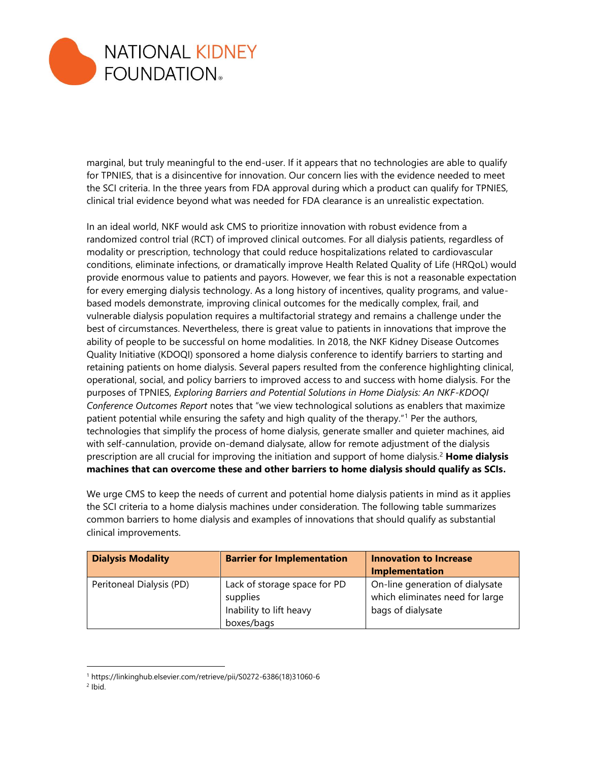marginal, but truly meaningful to the end-user. If it appears that no technologies are able to qualify for TPNIES, that is a disincentive for innovation. Our concern lies with the evidence needed to meet the SCI criteria. In the three years from FDA approval during which a product can qualify for TPNIES, clinical trial evidence beyond what was needed for FDA clearance is an unrealistic expectation.

In an ideal world, NKF would ask CMS to prioritize innovation with robust evidence from a randomized control trial (RCT) of improved clinical outcomes. For all dialysis patients, regardless of modality or prescription, technology that could reduce hospitalizations related to cardiovascular conditions, eliminate infections, or dramatically improve Health Related Quality of Life (HRQoL) would provide enormous value to patients and payors. However, we fear this is not a reasonable expectation for every emerging dialysis technology. As a long history of incentives, quality programs, and value-based models demonstrate, improving clinical outcomes for the medically complex, frail, and vulnerable dialysis population requires a multifactorial strategy and remains a challenge under the best of circumstances. Nevertheless, there is great value to patients in innovations that improve the ability of people to be successful on home modalities. In 2018, the NKF Kidney Disease Outcomes Quality Initiative (KDOQI) sponsored a home dialysis conference to identify barriers to starting and retaining patients on home dialysis. Several papers resulted from the conference highlighting clinical, operational, social, and policy barriers to improved access to and success with home dialysis. For the purposes of TPNIES, *Exploring Barriers and Potential Solutions in Home Dialysis: An NKF-KDOQI Conference Outcomes Report* notes that "we view technological solutions as enablers that maximize patient potential while ensuring the safety and high quality of the therapy."[1] Per the authors, technologies that simplify the process of home dialysis, generate smaller and quieter machines, aid with self-cannulation, provide on-demand dialysate, allow for remote adjustment of the dialysis prescription are all crucial for improving the initiation and support of home dialysis.[2] **Home dialysis machines that can overcome these and other barriers to home dialysis should qualify as SCIs.**

We urge CMS to keep the needs of current and potential home dialysis patients in mind as it applies the SCI criteria to a home dialysis machines under consideration. The following table summarizes common barriers to home dialysis and examples of innovations that should qualify as substantial clinical improvements.

| Dialysis Modality | Barrier for Implementation | Innovation to Increase Implementation |
|---|---|---|
| Peritoneal Dialysis (PD) | Lack of storage space for PD supplies<br>Inability to lift heavy boxes/bags | On-line generation of dialysate which eliminates need for large bags of dialysate |

[1] https://linkinghub.elsevier.com/retrieve/pii/S0272-6386(18)31060-6

[2] Ibid.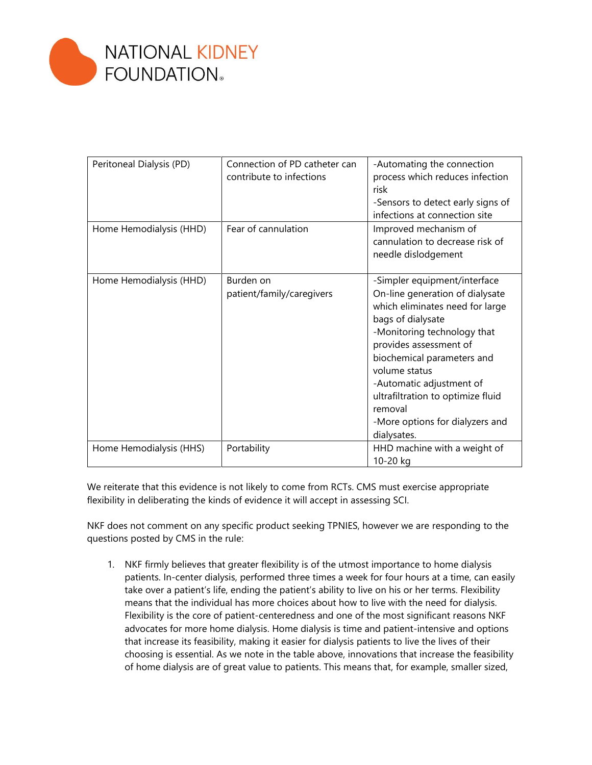| Peritoneal Dialysis (PD) | Connection of PD catheter can contribute to infections | -Automating the connection process which reduces infection risk<br>-Sensors to detect early signs of infections at connection site |
|---|---|---|
| Home Hemodialysis (HHD) | Fear of cannulation | Improved mechanism of cannulation to decrease risk of needle dislodgement |
| Home Hemodialysis (HHD) | Burden on patient/family/caregivers | -Simpler equipment/interface On-line generation of dialysate which eliminates need for large bags of dialysate<br>-Monitoring technology that provides assessment of biochemical parameters and volume status<br>-Automatic adjustment of ultrafiltration to optimize fluid removal<br>-More options for dialyzers and dialysates. |
| Home Hemodialysis (HHS) | Portability | HHD machine with a weight of 10-20 kg |

We reiterate that this evidence is not likely to come from RCTs. CMS must exercise appropriate flexibility in deliberating the kinds of evidence it will accept in assessing SCI.

NKF does not comment on any specific product seeking TPNIES, however we are responding to the questions posted by CMS in the rule:

1. NKF firmly believes that greater flexibility is of the utmost importance to home dialysis patients. In-center dialysis, performed three times a week for four hours at a time, can easily take over a patient's life, ending the patient's ability to live on his or her terms. Flexibility means that the individual has more choices about how to live with the need for dialysis. Flexibility is the core of patient-centeredness and one of the most significant reasons NKF advocates for more home dialysis. Home dialysis is time and patient-intensive and options that increase its feasibility, making it easier for dialysis patients to live the lives of their choosing is essential. As we note in the table above, innovations that increase the feasibility of home dialysis are of great value to patients. This means that, for example, smaller sized,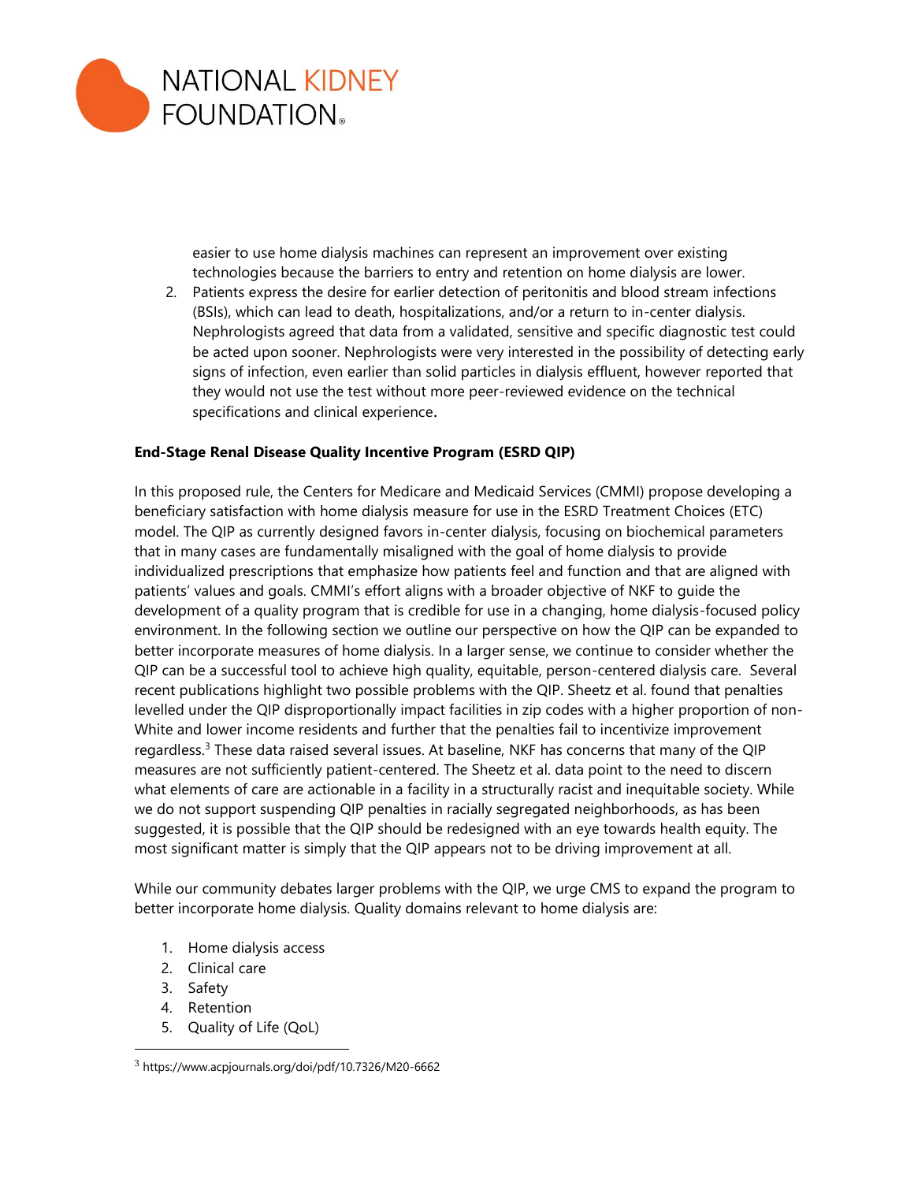easier to use home dialysis machines can represent an improvement over existing technologies because the barriers to entry and retention on home dialysis are lower.

2. Patients express the desire for earlier detection of peritonitis and blood stream infections (BSIs), which can lead to death, hospitalizations, and/or a return to in-center dialysis. Nephrologists agreed that data from a validated, sensitive and specific diagnostic test could be acted upon sooner. Nephrologists were very interested in the possibility of detecting early signs of infection, even earlier than solid particles in dialysis effluent, however reported that they would not use the test without more peer-reviewed evidence on the technical specifications and clinical experience.

**End-Stage Renal Disease Quality Incentive Program (ESRD QIP)**

In this proposed rule, the Centers for Medicare and Medicaid Services (CMMI) propose developing a beneficiary satisfaction with home dialysis measure for use in the ESRD Treatment Choices (ETC) model. The QIP as currently designed favors in-center dialysis, focusing on biochemical parameters that in many cases are fundamentally misaligned with the goal of home dialysis to provide individualized prescriptions that emphasize how patients feel and function and that are aligned with patients' values and goals. CMMI's effort aligns with a broader objective of NKF to guide the development of a quality program that is credible for use in a changing, home dialysis-focused policy environment. In the following section we outline our perspective on how the QIP can be expanded to better incorporate measures of home dialysis. In a larger sense, we continue to consider whether the QIP can be a successful tool to achieve high quality, equitable, person-centered dialysis care. Several recent publications highlight two possible problems with the QIP. Sheetz et al. found that penalties levelled under the QIP disproportionally impact facilities in zip codes with a higher proportion of non-White and lower income residents and further that the penalties fail to incentivize improvement regardless.[3] These data raised several issues. At baseline, NKF has concerns that many of the QIP measures are not sufficiently patient-centered. The Sheetz et al. data point to the need to discern what elements of care are actionable in a facility in a structurally racist and inequitable society. While we do not support suspending QIP penalties in racially segregated neighborhoods, as has been suggested, it is possible that the QIP should be redesigned with an eye towards health equity. The most significant matter is simply that the QIP appears not to be driving improvement at all.

While our community debates larger problems with the QIP, we urge CMS to expand the program to better incorporate home dialysis. Quality domains relevant to home dialysis are:

1. Home dialysis access
2. Clinical care
3. Safety
4. Retention
5. Quality of Life (QoL)

[3] https://www.acpjournals.org/doi/pdf/10.7326/M20-6662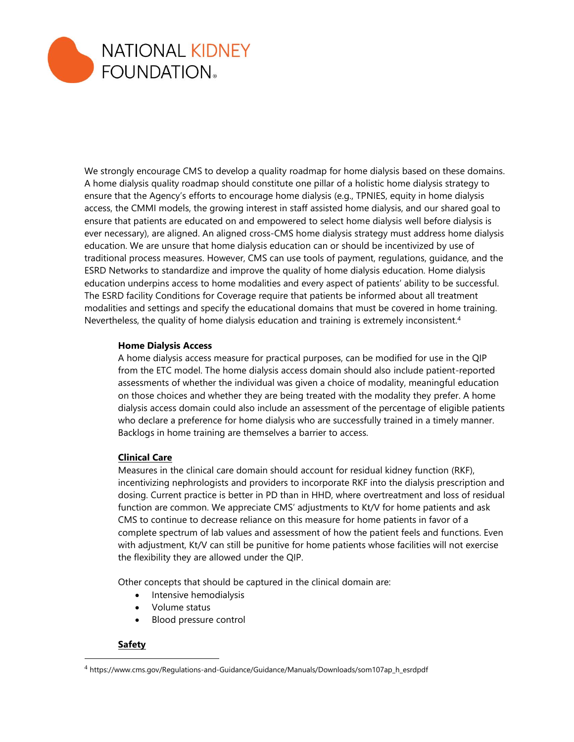We strongly encourage CMS to develop a quality roadmap for home dialysis based on these domains. A home dialysis quality roadmap should constitute one pillar of a holistic home dialysis strategy to ensure that the Agency's efforts to encourage home dialysis (e.g., TPNIES, equity in home dialysis access, the CMMI models, the growing interest in staff assisted home dialysis, and our shared goal to ensure that patients are educated on and empowered to select home dialysis well before dialysis is ever necessary), are aligned. An aligned cross-CMS home dialysis strategy must address home dialysis education. We are unsure that home dialysis education can or should be incentivized by use of traditional process measures. However, CMS can use tools of payment, regulations, guidance, and the ESRD Networks to standardize and improve the quality of home dialysis education. Home dialysis education underpins access to home modalities and every aspect of patients' ability to be successful. The ESRD facility Conditions for Coverage require that patients be informed about all treatment modalities and settings and specify the educational domains that must be covered in home training. Nevertheless, the quality of home dialysis education and training is extremely inconsistent.[4]

**Home Dialysis Access**

A home dialysis access measure for practical purposes, can be modified for use in the QIP from the ETC model. The home dialysis access domain should also include patient-reported assessments of whether the individual was given a choice of modality, meaningful education on those choices and whether they are being treated with the modality they prefer. A home dialysis access domain could also include an assessment of the percentage of eligible patients who declare a preference for home dialysis who are successfully trained in a timely manner. Backlogs in home training are themselves a barrier to access.

**Clinical Care**

Measures in the clinical care domain should account for residual kidney function (RKF), incentivizing nephrologists and providers to incorporate RKF into the dialysis prescription and dosing. Current practice is better in PD than in HHD, where overtreatment and loss of residual function are common. We appreciate CMS' adjustments to Kt/V for home patients and ask CMS to continue to decrease reliance on this measure for home patients in favor of a complete spectrum of lab values and assessment of how the patient feels and functions. Even with adjustment, Kt/V can still be punitive for home patients whose facilities will not exercise the flexibility they are allowed under the QIP.

Other concepts that should be captured in the clinical domain are:

- Intensive hemodialysis
- Volume status
- Blood pressure control

**Safety**

[4] https://www.cms.gov/Regulations-and-Guidance/Guidance/Manuals/Downloads/som107ap_h_esrdpdf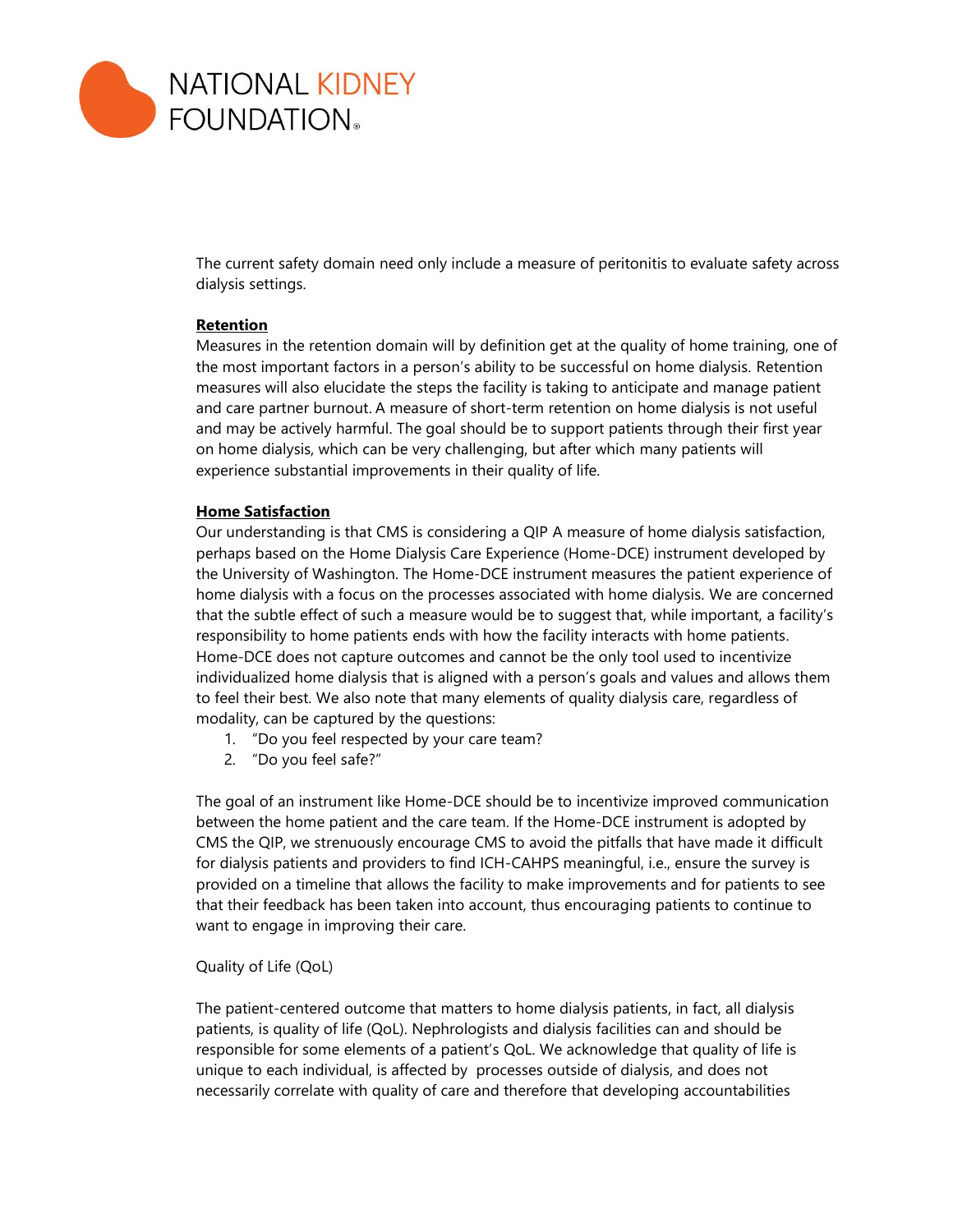The current safety domain need only include a measure of peritonitis to evaluate safety across dialysis settings.

**Retention**

Measures in the retention domain will by definition get at the quality of home training, one of the most important factors in a person's ability to be successful on home dialysis. Retention measures will also elucidate the steps the facility is taking to anticipate and manage patient and care partner burnout. A measure of short-term retention on home dialysis is not useful and may be actively harmful. The goal should be to support patients through their first year on home dialysis, which can be very challenging, but after which many patients will experience substantial improvements in their quality of life.

**Home Satisfaction**

Our understanding is that CMS is considering a QIP A measure of home dialysis satisfaction, perhaps based on the Home Dialysis Care Experience (Home-DCE) instrument developed by the University of Washington. The Home-DCE instrument measures the patient experience of home dialysis with a focus on the processes associated with home dialysis. We are concerned that the subtle effect of such a measure would be to suggest that, while important, a facility's responsibility to home patients ends with how the facility interacts with home patients. Home-DCE does not capture outcomes and cannot be the only tool used to incentivize individualized home dialysis that is aligned with a person's goals and values and allows them to feel their best. We also note that many elements of quality dialysis care, regardless of modality, can be captured by the questions:

1. "Do you feel respected by your care team?
2. "Do you feel safe?"

The goal of an instrument like Home-DCE should be to incentivize improved communication between the home patient and the care team. If the Home-DCE instrument is adopted by CMS the QIP, we strenuously encourage CMS to avoid the pitfalls that have made it difficult for dialysis patients and providers to find ICH-CAHPS meaningful, i.e., ensure the survey is provided on a timeline that allows the facility to make improvements and for patients to see that their feedback has been taken into account, thus encouraging patients to continue to want to engage in improving their care.

Quality of Life (QoL)

The patient-centered outcome that matters to home dialysis patients, in fact, all dialysis patients, is quality of life (QoL). Nephrologists and dialysis facilities can and should be responsible for some elements of a patient's QoL. We acknowledge that quality of life is unique to each individual, is affected by processes outside of dialysis, and does not necessarily correlate with quality of care and therefore that developing accountabilities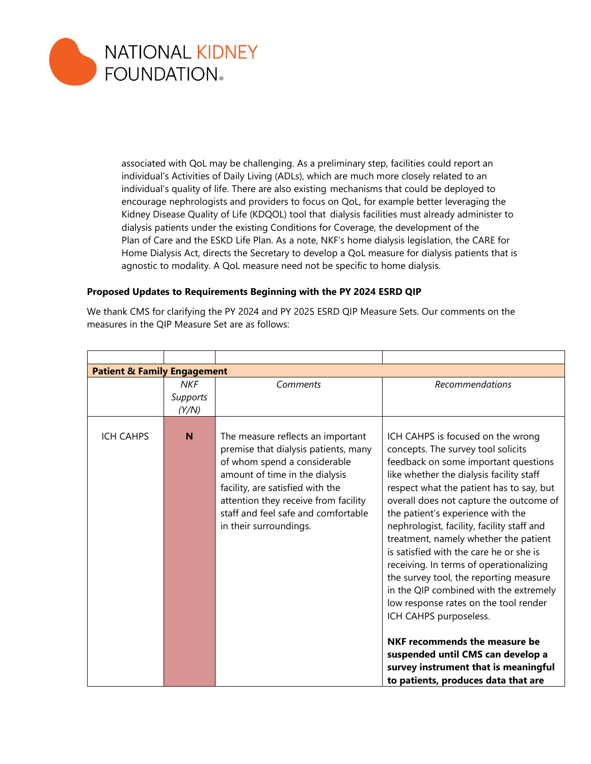associated with QoL may be challenging. As a preliminary step, facilities could report an individual's Activities of Daily Living (ADLs), which are much more closely related to an individual's quality of life. There are also existing mechanisms that could be deployed to encourage nephrologists and providers to focus on QoL, for example better leveraging the Kidney Disease Quality of Life (KDQOL) tool that dialysis facilities must already administer to dialysis patients under the existing Conditions for Coverage, the development of the Plan of Care and the ESKD Life Plan. As a note, NKF's home dialysis legislation, the CARE for Home Dialysis Act, directs the Secretary to develop a QoL measure for dialysis patients that is agnostic to modality. A QoL measure need not be specific to home dialysis.

**Proposed Updates to Requirements Beginning with the PY 2024 ESRD QIP**

We thank CMS for clarifying the PY 2024 and PY 2025 ESRD QIP Measure Sets. Our comments on the measures in the QIP Measure Set are as follows:

| | | | |
|---|---|---|---|
| **Patient & Family Engagement** | | | |
| | *NKF Supports (Y/N)* | *Comments* | *Recommendations* |
| ICH CAHPS | **N** | The measure reflects an important premise that dialysis patients, many of whom spend a considerable amount of time in the dialysis facility, are satisfied with the attention they receive from facility staff and feel safe and comfortable in their surroundings. | ICH CAHPS is focused on the wrong concepts. The survey tool solicits feedback on some important questions like whether the dialysis facility staff respect what the patient has to say, but overall does not capture the outcome of the patient's experience with the nephrologist, facility, facility staff and treatment, namely whether the patient is satisfied with the care he or she is receiving. In terms of operationalizing the survey tool, the reporting measure in the QIP combined with the extremely low response rates on the tool render ICH CAHPS purposeless.<br><br>**NKF recommends the measure be suspended until CMS can develop a survey instrument that is meaningful to patients, produces data that are** |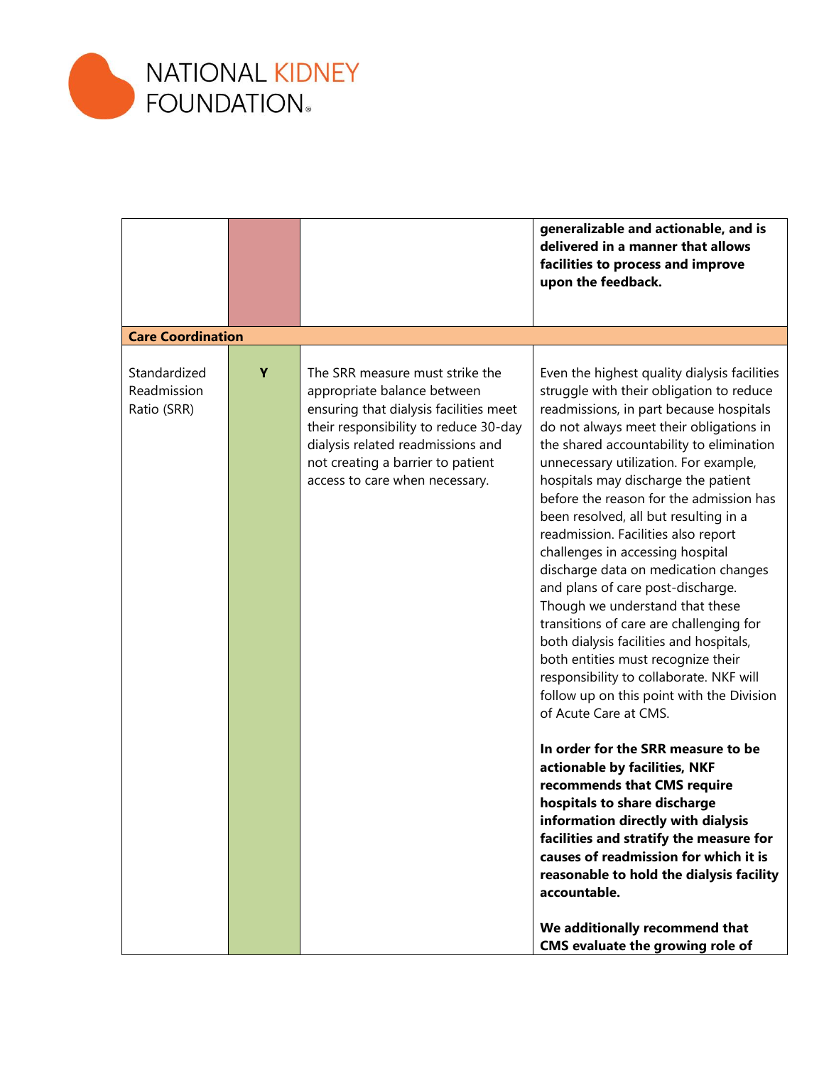| | | | |
|---|---|---|---|
| | | | **generalizable and actionable, and is delivered in a manner that allows facilities to process and improve upon the feedback.** |
| **Care Coordination** | | | |
| Standardized Readmission Ratio (SRR) | **Y** | The SRR measure must strike the appropriate balance between ensuring that dialysis facilities meet their responsibility to reduce 30-day dialysis related readmissions and not creating a barrier to patient access to care when necessary. | Even the highest quality dialysis facilities struggle with their obligation to reduce readmissions, in part because hospitals do not always meet their obligations in the shared accountability to elimination unnecessary utilization. For example, hospitals may discharge the patient before the reason for the admission has been resolved, all but resulting in a readmission. Facilities also report challenges in accessing hospital discharge data on medication changes and plans of care post-discharge. Though we understand that these transitions of care are challenging for both dialysis facilities and hospitals, both entities must recognize their responsibility to collaborate. NKF will follow up on this point with the Division of Acute Care at CMS.<br><br>**In order for the SRR measure to be actionable by facilities, NKF recommends that CMS require hospitals to share discharge information directly with dialysis facilities and stratify the measure for causes of readmission for which it is reasonable to hold the dialysis facility accountable.**<br><br>**We additionally recommend that CMS evaluate the growing role of** |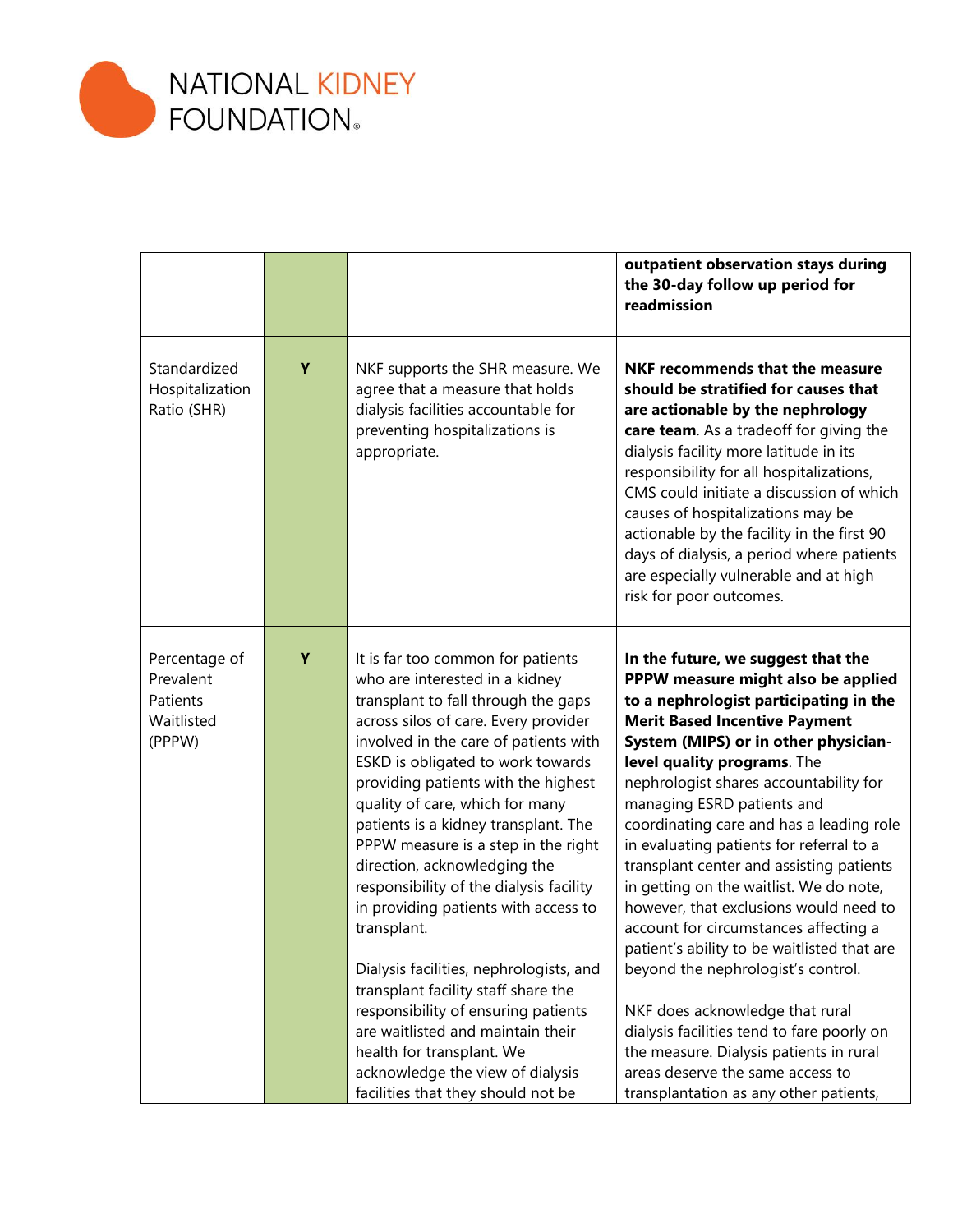| | | | |
|---|---|---|---|
| | | | **outpatient observation stays during the 30-day follow up period for readmission** |
| Standardized Hospitalization Ratio (SHR) | **Y** | NKF supports the SHR measure. We agree that a measure that holds dialysis facilities accountable for preventing hospitalizations is appropriate. | **NKF recommends that the measure should be stratified for causes that are actionable by the nephrology care team**. As a tradeoff for giving the dialysis facility more latitude in its responsibility for all hospitalizations, CMS could initiate a discussion of which causes of hospitalizations may be actionable by the facility in the first 90 days of dialysis, a period where patients are especially vulnerable and at high risk for poor outcomes. |
| Percentage of Prevalent Patients Waitlisted (PPPW) | **Y** | It is far too common for patients who are interested in a kidney transplant to fall through the gaps across silos of care. Every provider involved in the care of patients with ESKD is obligated to work towards providing patients with the highest quality of care, which for many patients is a kidney transplant. The PPPW measure is a step in the right direction, acknowledging the responsibility of the dialysis facility in providing patients with access to transplant.<br><br>Dialysis facilities, nephrologists, and transplant facility staff share the responsibility of ensuring patients are waitlisted and maintain their health for transplant. We acknowledge the view of dialysis facilities that they should not be | **In the future, we suggest that the PPPW measure might also be applied to a nephrologist participating in the Merit Based Incentive Payment System (MIPS) or in other physician-level quality programs**. The nephrologist shares accountability for managing ESRD patients and coordinating care and has a leading role in evaluating patients for referral to a transplant center and assisting patients in getting on the waitlist. We do note, however, that exclusions would need to account for circumstances affecting a patient's ability to be waitlisted that are beyond the nephrologist's control.<br><br>NKF does acknowledge that rural dialysis facilities tend to fare poorly on the measure. Dialysis patients in rural areas deserve the same access to transplantation as any other patients, |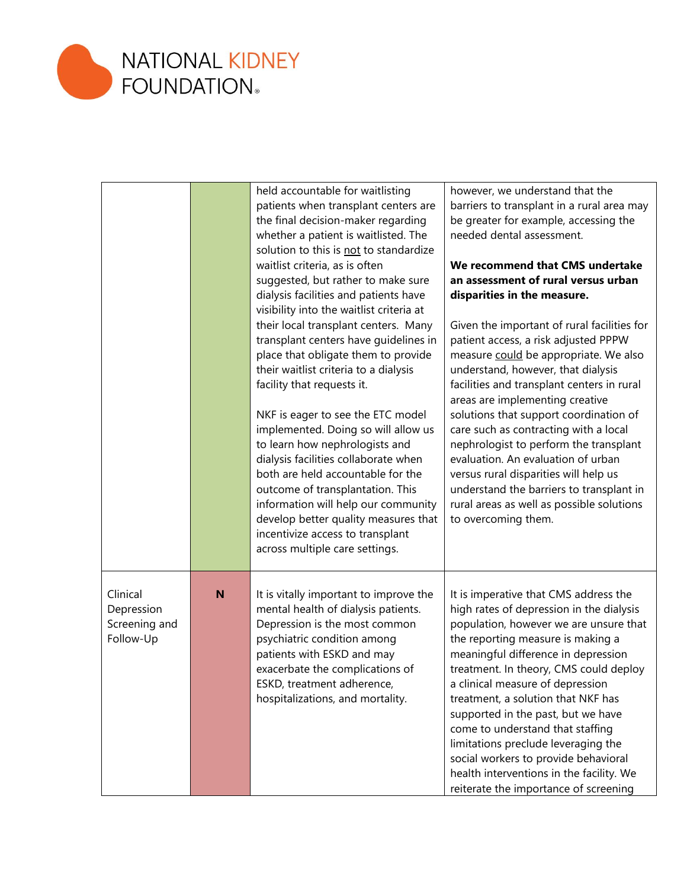| | | | |
|---|---|---|---|
| | | held accountable for waitlisting patients when transplant centers are the final decision-maker regarding whether a patient is waitlisted. The solution to this is <u>not</u> to standardize waitlist criteria, as is often suggested, but rather to make sure dialysis facilities and patients have visibility into the waitlist criteria at their local transplant centers. Many transplant centers have guidelines in place that obligate them to provide their waitlist criteria to a dialysis facility that requests it.<br><br>NKF is eager to see the ETC model implemented. Doing so will allow us to learn how nephrologists and dialysis facilities collaborate when both are held accountable for the outcome of transplantation. This information will help our community develop better quality measures that incentivize access to transplant across multiple care settings. | however, we understand that the barriers to transplant in a rural area may be greater for example, accessing the needed dental assessment.<br><br>**We recommend that CMS undertake an assessment of rural versus urban disparities in the measure.**<br><br>Given the important of rural facilities for patient access, a risk adjusted PPPW measure <u>could</u> be appropriate. We also understand, however, that dialysis facilities and transplant centers in rural areas are implementing creative solutions that support coordination of care such as contracting with a local nephrologist to perform the transplant evaluation. An evaluation of urban versus rural disparities will help us understand the barriers to transplant in rural areas as well as possible solutions to overcoming them. |
| Clinical Depression Screening and Follow-Up | **N** | It is vitally important to improve the mental health of dialysis patients. Depression is the most common psychiatric condition among patients with ESKD and may exacerbate the complications of ESKD, treatment adherence, hospitalizations, and mortality. | It is imperative that CMS address the high rates of depression in the dialysis population, however we are unsure that the reporting measure is making a meaningful difference in depression treatment. In theory, CMS could deploy a clinical measure of depression treatment, a solution that NKF has supported in the past, but we have come to understand that staffing limitations preclude leveraging the social workers to provide behavioral health interventions in the facility. We reiterate the importance of screening |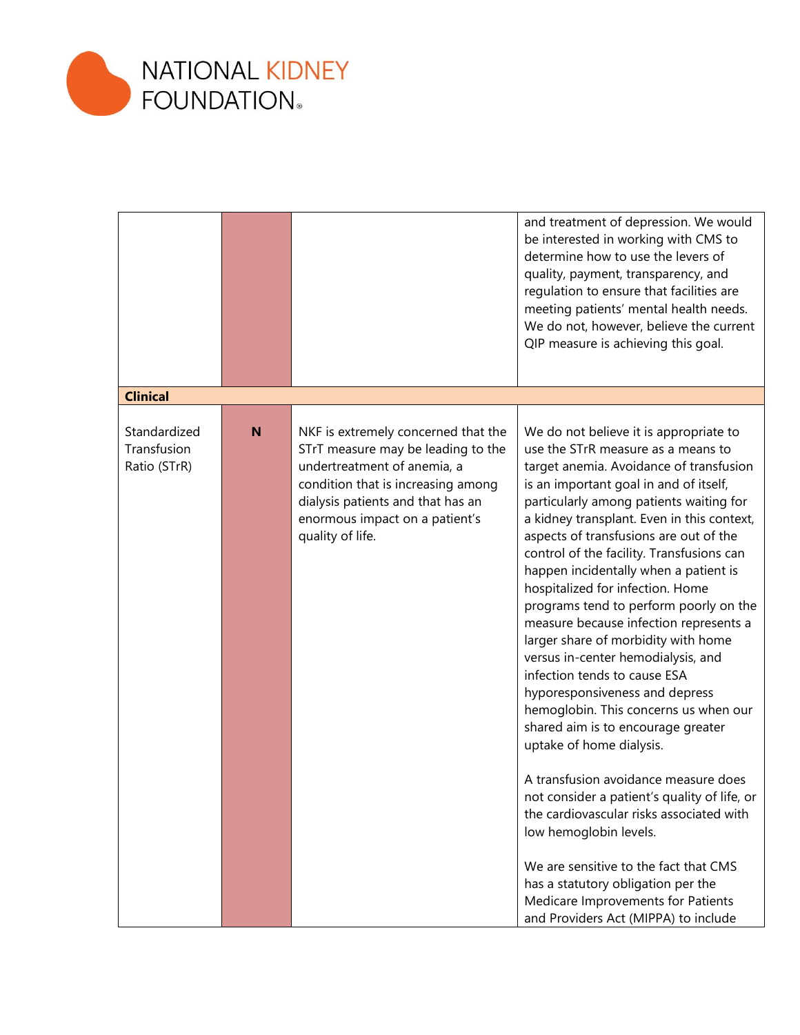| | | | |
|---|---|---|---|
| | | | and treatment of depression. We would be interested in working with CMS to determine how to use the levers of quality, payment, transparency, and regulation to ensure that facilities are meeting patients' mental health needs. We do not, however, believe the current QIP measure is achieving this goal. |
| **Clinical** | | | |
| Standardized Transfusion Ratio (STrR) | **N** | NKF is extremely concerned that the STrT measure may be leading to the undertreatment of anemia, a condition that is increasing among dialysis patients and that has an enormous impact on a patient's quality of life. | We do not believe it is appropriate to use the STrR measure as a means to target anemia. Avoidance of transfusion is an important goal in and of itself, particularly among patients waiting for a kidney transplant. Even in this context, aspects of transfusions are out of the control of the facility. Transfusions can happen incidentally when a patient is hospitalized for infection. Home programs tend to perform poorly on the measure because infection represents a larger share of morbidity with home versus in-center hemodialysis, and infection tends to cause ESA hyporesponsiveness and depress hemoglobin. This concerns us when our shared aim is to encourage greater uptake of home dialysis.<br><br>A transfusion avoidance measure does not consider a patient's quality of life, or the cardiovascular risks associated with low hemoglobin levels.<br><br>We are sensitive to the fact that CMS has a statutory obligation per the Medicare Improvements for Patients and Providers Act (MIPPA) to include |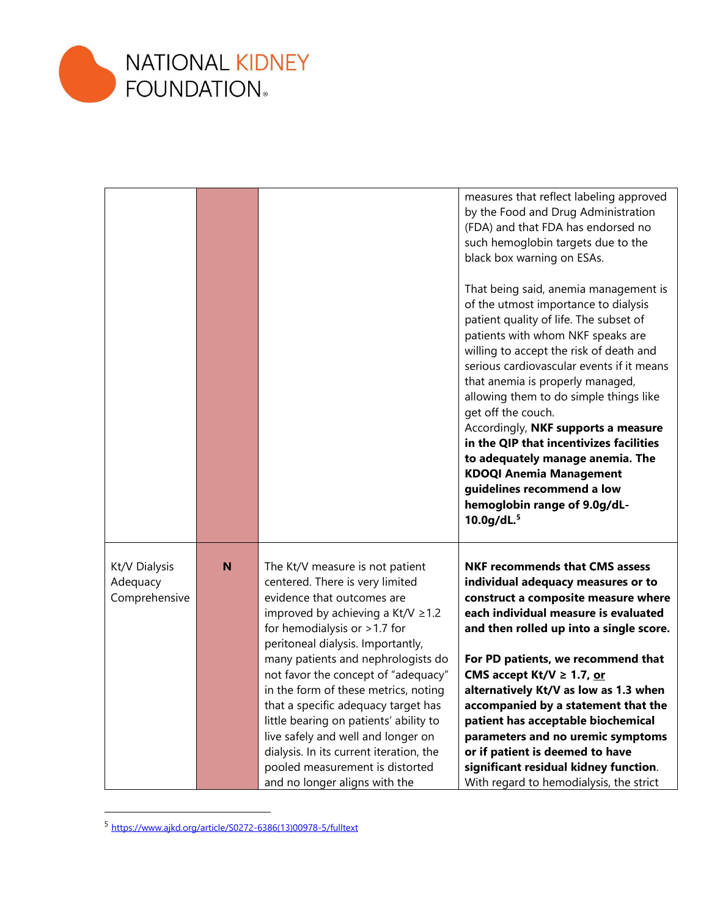| | | | |
|---|---|---|---|
| | | | measures that reflect labeling approved by the Food and Drug Administration (FDA) and that FDA has endorsed no such hemoglobin targets due to the black box warning on ESAs.<br><br>That being said, anemia management is of the utmost importance to dialysis patient quality of life. The subset of patients with whom NKF speaks are willing to accept the risk of death and serious cardiovascular events if it means that anemia is properly managed, allowing them to do simple things like get off the couch.<br>Accordingly, **NKF supports a measure in the QIP that incentivizes facilities to adequately manage anemia. The KDOQI Anemia Management guidelines recommend a low hemoglobin range of 9.0g/dL-10.0g/dL.[5]** |
| Kt/V Dialysis Adequacy Comprehensive | **N** | The Kt/V measure is not patient centered. There is very limited evidence that outcomes are improved by achieving a Kt/V ≥1.2 for hemodialysis or >1.7 for peritoneal dialysis. Importantly, many patients and nephrologists do not favor the concept of "adequacy" in the form of these metrics, noting that a specific adequacy target has little bearing on patients' ability to live safely and well and longer on dialysis. In its current iteration, the pooled measurement is distorted and no longer aligns with the | **NKF recommends that CMS assess individual adequacy measures or to construct a composite measure where each individual measure is evaluated and then rolled up into a single score.**<br><br>**For PD patients, we recommend that CMS accept Kt/V ≥ 1.7, <u>or</u> alternatively Kt/V as low as 1.3 when accompanied by a statement that the patient has acceptable biochemical parameters and no uremic symptoms or if patient is deemed to have significant residual kidney function**. With regard to hemodialysis, the strict |

[5] https://www.ajkd.org/article/S0272-6386(13)00978-5/fulltext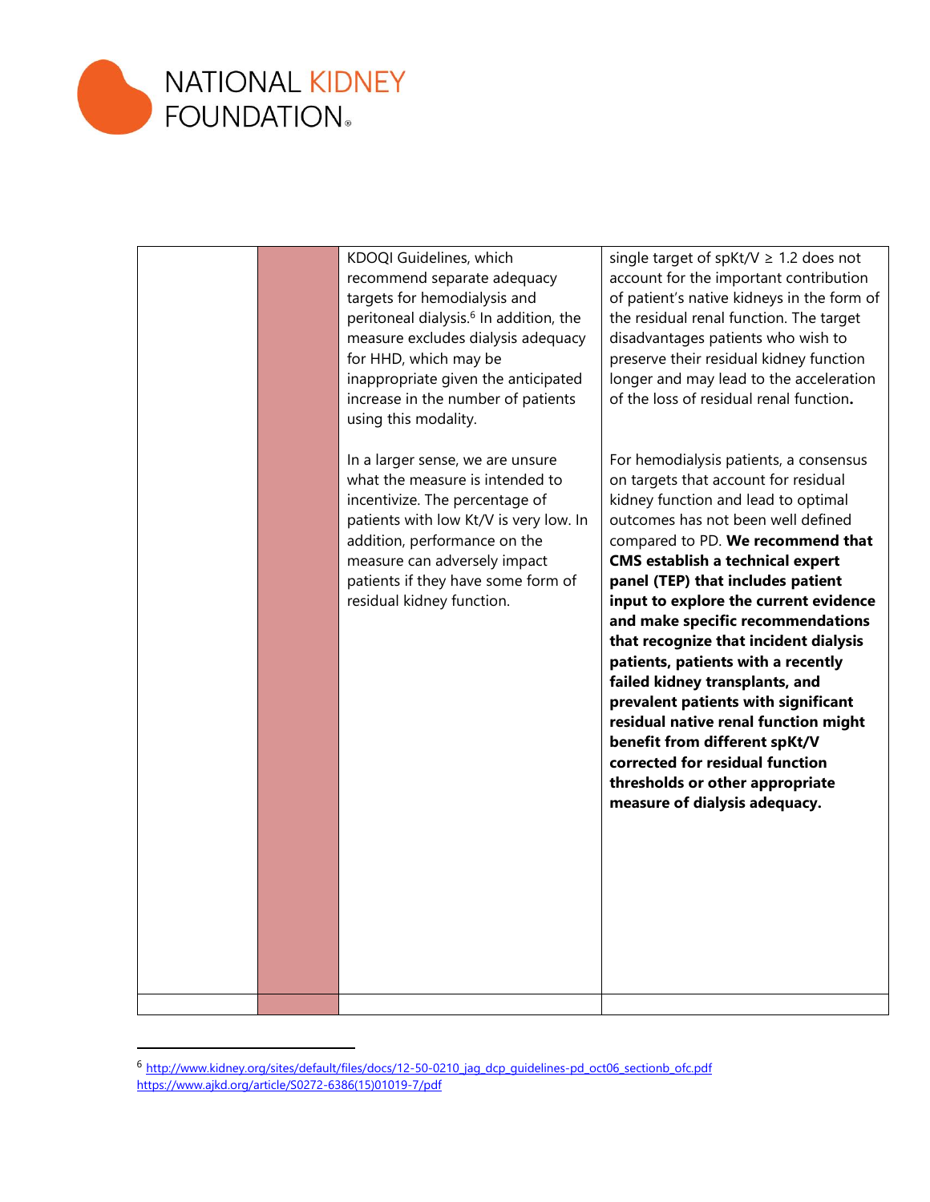| | | | |
|---|---|---|---|
| | | KDOQI Guidelines, which recommend separate adequacy targets for hemodialysis and peritoneal dialysis.[6] In addition, the measure excludes dialysis adequacy for HHD, which may be inappropriate given the anticipated increase in the number of patients using this modality.<br><br>In a larger sense, we are unsure what the measure is intended to incentivize. The percentage of patients with low Kt/V is very low. In addition, performance on the measure can adversely impact patients if they have some form of residual kidney function. | single target of spKt/V ≥ 1.2 does not account for the important contribution of patient's native kidneys in the form of the residual renal function. The target disadvantages patients who wish to preserve their residual kidney function longer and may lead to the acceleration of the loss of residual renal function**.**<br><br>For hemodialysis patients, a consensus on targets that account for residual kidney function and lead to optimal outcomes has not been well defined compared to PD. **We recommend that CMS establish a technical expert panel (TEP) that includes patient input to explore the current evidence and make specific recommendations that recognize that incident dialysis patients, patients with a recently failed kidney transplants, and prevalent patients with significant residual native renal function might benefit from different spKt/V corrected for residual function thresholds or other appropriate measure of dialysis adequacy.** |
| | | | |

[6] http://www.kidney.org/sites/default/files/docs/12-50-0210_jag_dcp_guidelines-pd_oct06_sectionb_ofc.pdf
https://www.ajkd.org/article/S0272-6386(15)01019-7/pdf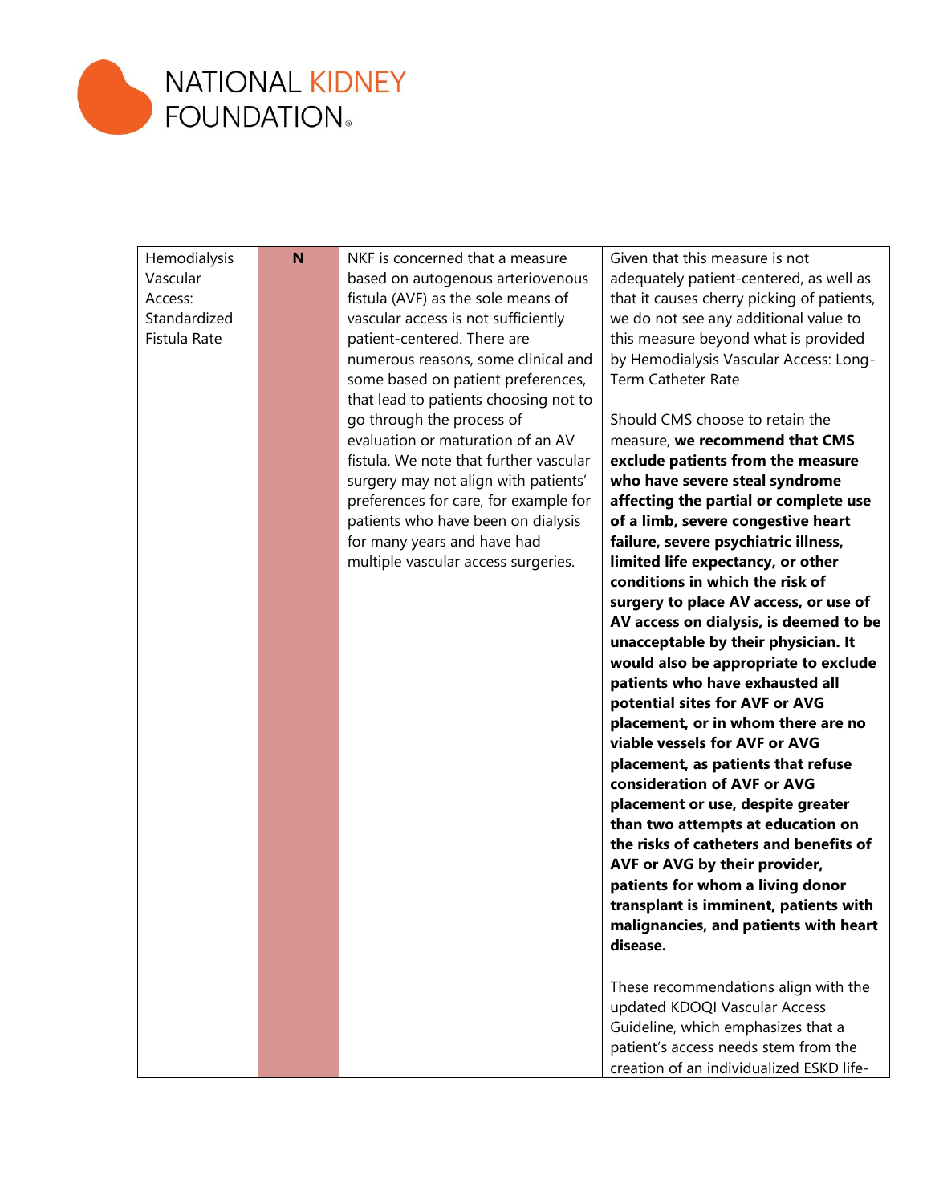| Hemodialysis Vascular Access: Standardized Fistula Rate | N | NKF is concerned that a measure based on autogenous arteriovenous fistula (AVF) as the sole means of vascular access is not sufficiently patient-centered. There are numerous reasons, some clinical and some based on patient preferences, that lead to patients choosing not to go through the process of evaluation or maturation of an AV fistula. We note that further vascular surgery may not align with patients' preferences for care, for example for patients who have been on dialysis for many years and have had multiple vascular access surgeries. | Given that this measure is not adequately patient-centered, as well as that it causes cherry picking of patients, we do not see any additional value to this measure beyond what is provided by Hemodialysis Vascular Access: Long-Term Catheter Rate<br><br>Should CMS choose to retain the measure, **we recommend that CMS exclude patients from the measure who have severe steal syndrome affecting the partial or complete use of a limb, severe congestive heart failure, severe psychiatric illness, limited life expectancy, or other conditions in which the risk of surgery to place AV access, or use of AV access on dialysis, is deemed to be unacceptable by their physician. It would also be appropriate to exclude patients who have exhausted all potential sites for AVF or AVG placement, or in whom there are no viable vessels for AVF or AVG placement, as patients that refuse consideration of AVF or AVG placement or use, despite greater than two attempts at education on the risks of catheters and benefits of AVF or AVG by their provider, patients for whom a living donor transplant is imminent, patients with malignancies, and patients with heart disease.**<br><br>These recommendations align with the updated KDOQI Vascular Access Guideline, which emphasizes that a patient's access needs stem from the creation of an individualized ESKD life- |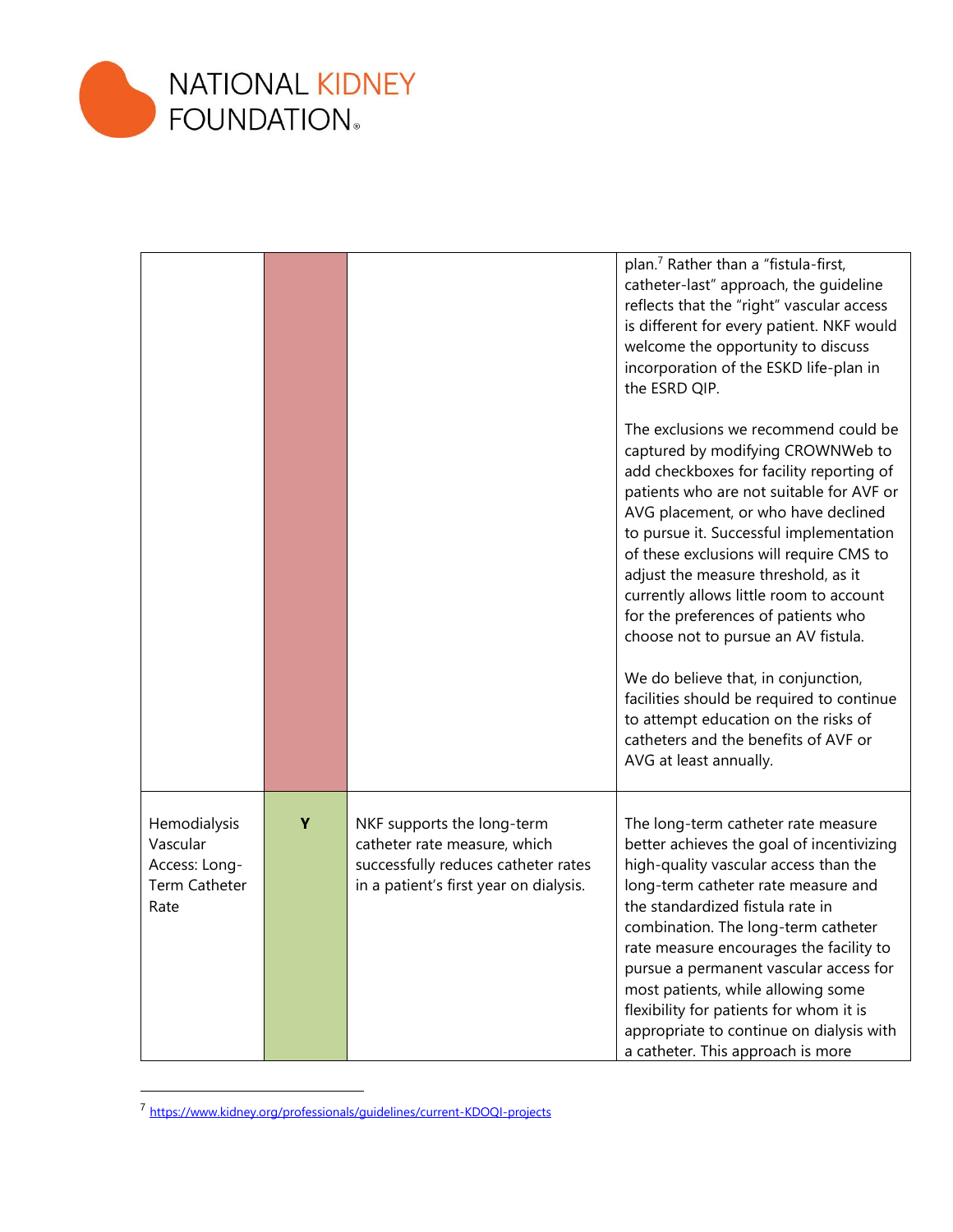| | | | |
|---|---|---|---|
| | | | plan.[7] Rather than a "fistula-first, catheter-last" approach, the guideline reflects that the "right" vascular access is different for every patient. NKF would welcome the opportunity to discuss incorporation of the ESKD life-plan in the ESRD QIP.<br><br>The exclusions we recommend could be captured by modifying CROWNWeb to add checkboxes for facility reporting of patients who are not suitable for AVF or AVG placement, or who have declined to pursue it. Successful implementation of these exclusions will require CMS to adjust the measure threshold, as it currently allows little room to account for the preferences of patients who choose not to pursue an AV fistula.<br><br>We do believe that, in conjunction, facilities should be required to continue to attempt education on the risks of catheters and the benefits of AVF or AVG at least annually. |
| Hemodialysis Vascular Access: Long-Term Catheter Rate | **Y** | NKF supports the long-term catheter rate measure, which successfully reduces catheter rates in a patient's first year on dialysis. | The long-term catheter rate measure better achieves the goal of incentivizing high-quality vascular access than the long-term catheter rate measure and the standardized fistula rate in combination. The long-term catheter rate measure encourages the facility to pursue a permanent vascular access for most patients, while allowing some flexibility for patients for whom it is appropriate to continue on dialysis with a catheter. This approach is more |

[7] https://www.kidney.org/professionals/guidelines/current-KDOQI-projects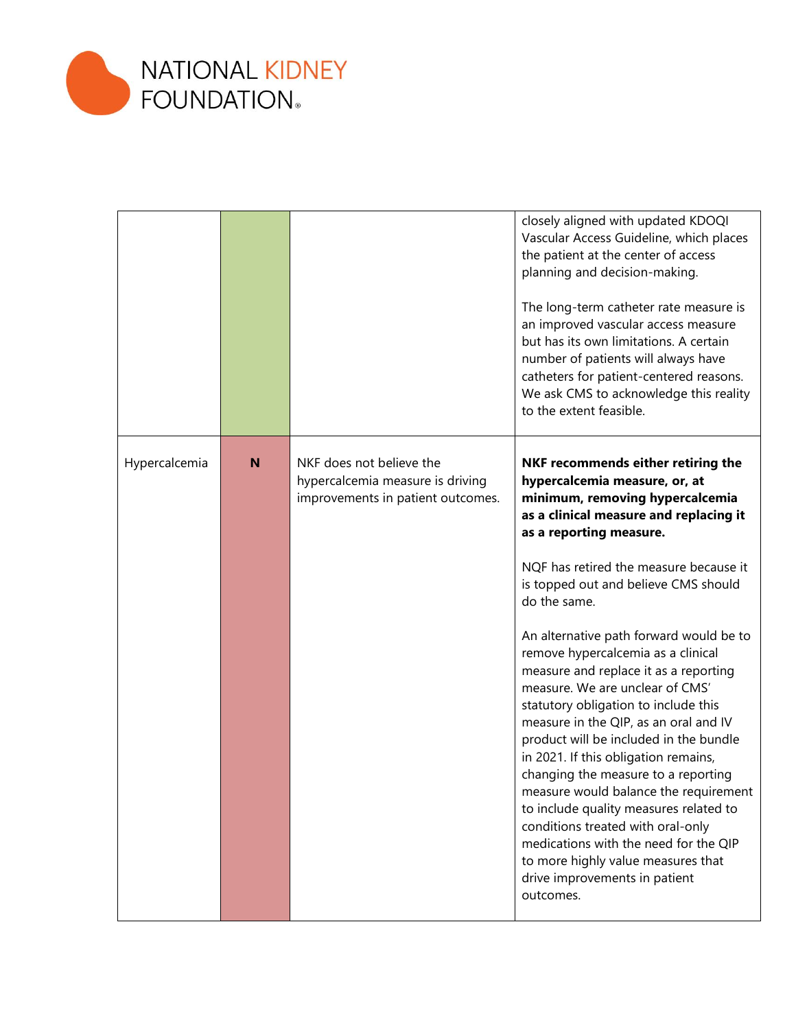| | | | |
|---|---|---|---|
| | | | closely aligned with updated KDOQI Vascular Access Guideline, which places the patient at the center of access planning and decision-making.<br><br>The long-term catheter rate measure is an improved vascular access measure but has its own limitations. A certain number of patients will always have catheters for patient-centered reasons. We ask CMS to acknowledge this reality to the extent feasible. |
| Hypercalcemia | **N** | NKF does not believe the hypercalcemia measure is driving improvements in patient outcomes. | **NKF recommends either retiring the hypercalcemia measure, or, at minimum, removing hypercalcemia as a clinical measure and replacing it as a reporting measure.**<br><br>NQF has retired the measure because it is topped out and believe CMS should do the same.<br><br>An alternative path forward would be to remove hypercalcemia as a clinical measure and replace it as a reporting measure. We are unclear of CMS' statutory obligation to include this measure in the QIP, as an oral and IV product will be included in the bundle in 2021. If this obligation remains, changing the measure to a reporting measure would balance the requirement to include quality measures related to conditions treated with oral-only medications with the need for the QIP to more highly value measures that drive improvements in patient outcomes. |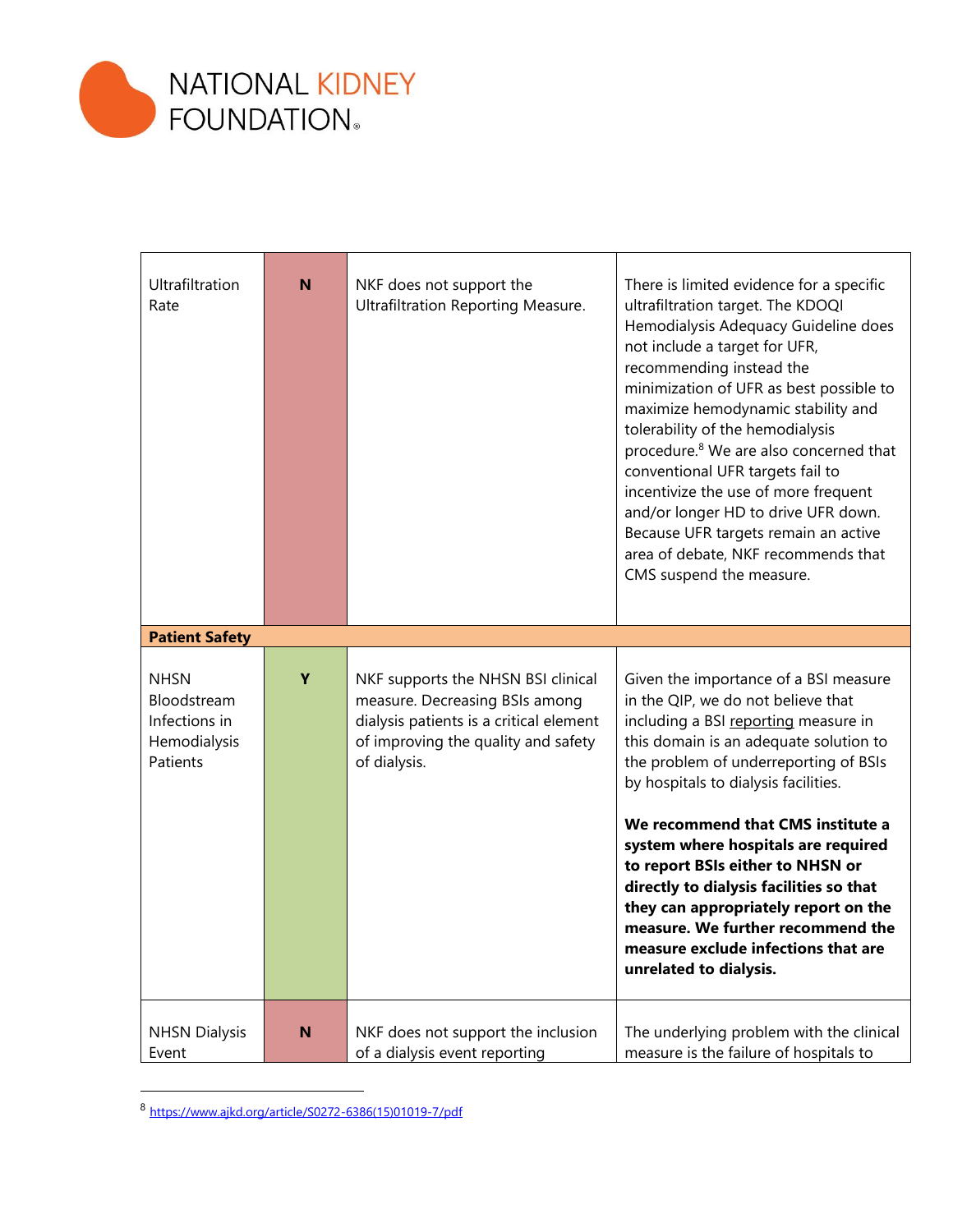| | | | |
|---|---|---|---|
| Ultrafiltration Rate | **N** | NKF does not support the Ultrafiltration Reporting Measure. | There is limited evidence for a specific ultrafiltration target. The KDOQI Hemodialysis Adequacy Guideline does not include a target for UFR, recommending instead the minimization of UFR as best possible to maximize hemodynamic stability and tolerability of the hemodialysis procedure.[8] We are also concerned that conventional UFR targets fail to incentivize the use of more frequent and/or longer HD to drive UFR down. Because UFR targets remain an active area of debate, NKF recommends that CMS suspend the measure. |
| **Patient Safety** | | | |
| NHSN Bloodstream Infections in Hemodialysis Patients | **Y** | NKF supports the NHSN BSI clinical measure. Decreasing BSIs among dialysis patients is a critical element of improving the quality and safety of dialysis. | Given the importance of a BSI measure in the QIP, we do not believe that including a BSI reporting measure in this domain is an adequate solution to the problem of underreporting of BSIs by hospitals to dialysis facilities.<br><br>**We recommend that CMS institute a system where hospitals are required to report BSIs either to NHSN or directly to dialysis facilities so that they can appropriately report on the measure. We further recommend the measure exclude infections that are unrelated to dialysis.** |
| NHSN Dialysis Event | **N** | NKF does not support the inclusion of a dialysis event reporting | The underlying problem with the clinical measure is the failure of hospitals to |

[8] https://www.ajkd.org/article/S0272-6386(15)01019-7/pdf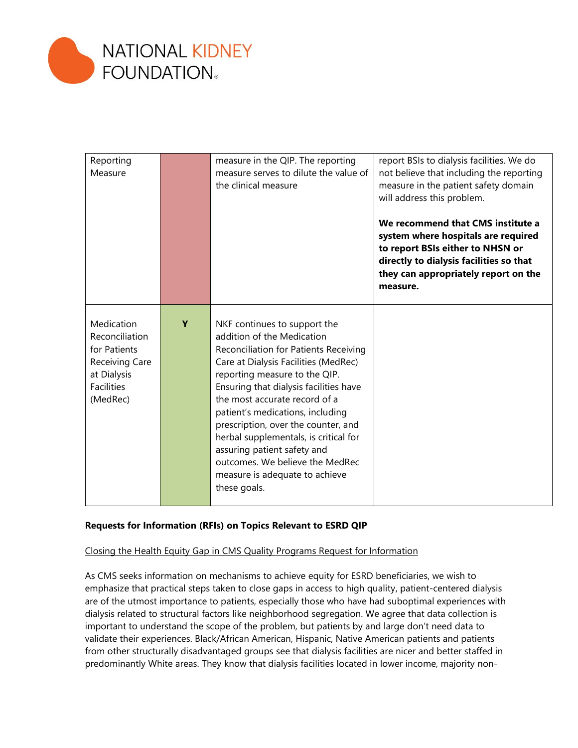| | | | |
|---|---|---|---|
| Reporting Measure | | measure in the QIP. The reporting measure serves to dilute the value of the clinical measure | report BSIs to dialysis facilities. We do not believe that including the reporting measure in the patient safety domain will address this problem.<br><br>**We recommend that CMS institute a system where hospitals are required to report BSIs either to NHSN or directly to dialysis facilities so that they can appropriately report on the measure.** |
| Medication Reconciliation for Patients Receiving Care at Dialysis Facilities (MedRec) | **Y** | NKF continues to support the addition of the Medication Reconciliation for Patients Receiving Care at Dialysis Facilities (MedRec) reporting measure to the QIP. Ensuring that dialysis facilities have the most accurate record of a patient's medications, including prescription, over the counter, and herbal supplementals, is critical for assuring patient safety and outcomes. We believe the MedRec measure is adequate to achieve these goals. | |

**Requests for Information (RFIs) on Topics Relevant to ESRD QIP**

<u>Closing the Health Equity Gap in CMS Quality Programs Request for Information</u>

As CMS seeks information on mechanisms to achieve equity for ESRD beneficiaries, we wish to emphasize that practical steps taken to close gaps in access to high quality, patient-centered dialysis are of the utmost importance to patients, especially those who have had suboptimal experiences with dialysis related to structural factors like neighborhood segregation. We agree that data collection is important to understand the scope of the problem, but patients by and large don't need data to validate their experiences. Black/African American, Hispanic, Native American patients and patients from other structurally disadvantaged groups see that dialysis facilities are nicer and better staffed in predominantly White areas. They know that dialysis facilities located in lower income, majority non-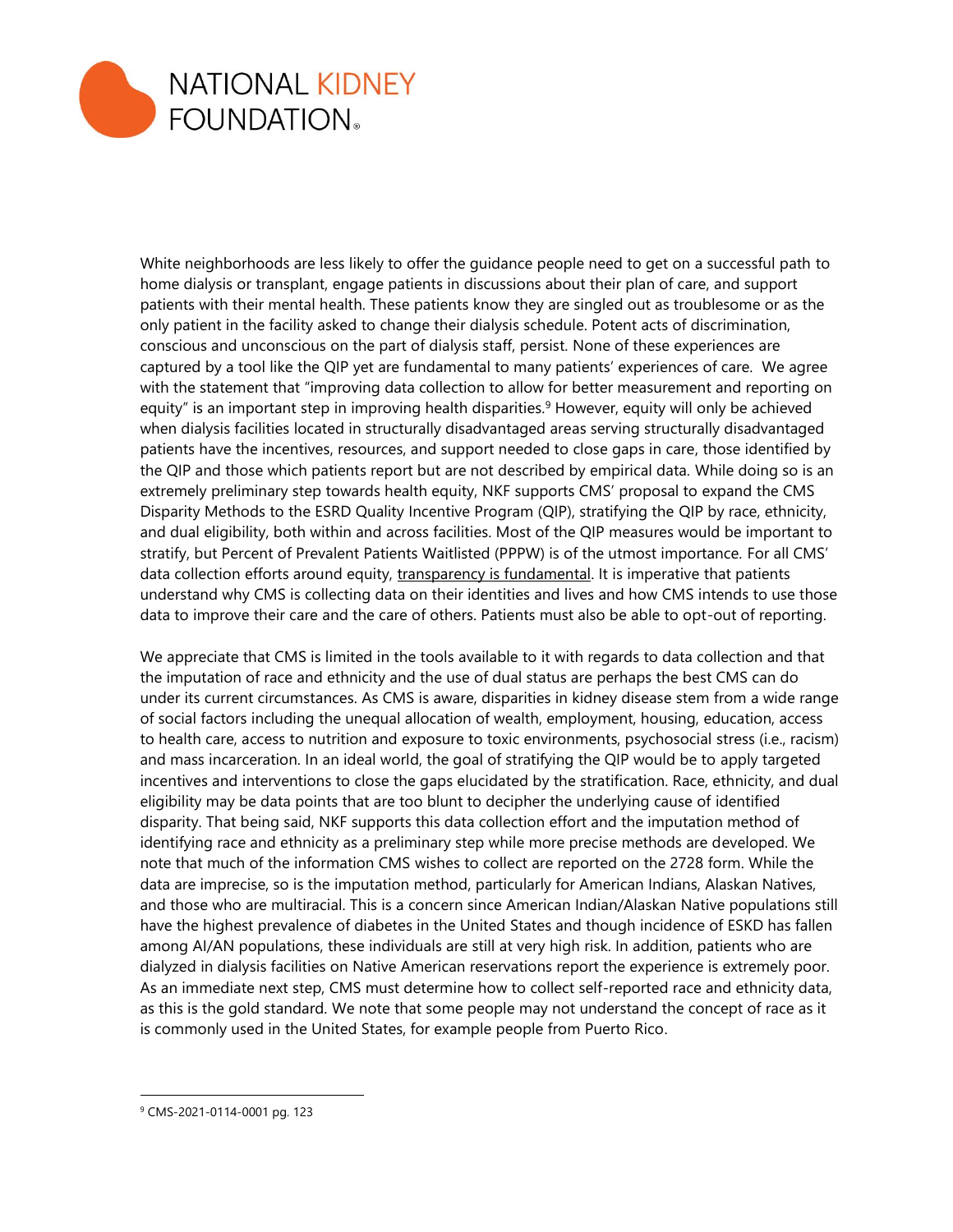White neighborhoods are less likely to offer the guidance people need to get on a successful path to home dialysis or transplant, engage patients in discussions about their plan of care, and support patients with their mental health. These patients know they are singled out as troublesome or as the only patient in the facility asked to change their dialysis schedule. Potent acts of discrimination, conscious and unconscious on the part of dialysis staff, persist. None of these experiences are captured by a tool like the QIP yet are fundamental to many patients' experiences of care. We agree with the statement that "improving data collection to allow for better measurement and reporting on equity" is an important step in improving health disparities.[9] However, equity will only be achieved when dialysis facilities located in structurally disadvantaged areas serving structurally disadvantaged patients have the incentives, resources, and support needed to close gaps in care, those identified by the QIP and those which patients report but are not described by empirical data. While doing so is an extremely preliminary step towards health equity, NKF supports CMS' proposal to expand the CMS Disparity Methods to the ESRD Quality Incentive Program (QIP), stratifying the QIP by race, ethnicity, and dual eligibility, both within and across facilities. Most of the QIP measures would be important to stratify, but Percent of Prevalent Patients Waitlisted (PPPW) is of the utmost importance. For all CMS' data collection efforts around equity, transparency is fundamental. It is imperative that patients understand why CMS is collecting data on their identities and lives and how CMS intends to use those data to improve their care and the care of others. Patients must also be able to opt-out of reporting.

We appreciate that CMS is limited in the tools available to it with regards to data collection and that the imputation of race and ethnicity and the use of dual status are perhaps the best CMS can do under its current circumstances. As CMS is aware, disparities in kidney disease stem from a wide range of social factors including the unequal allocation of wealth, employment, housing, education, access to health care, access to nutrition and exposure to toxic environments, psychosocial stress (i.e., racism) and mass incarceration. In an ideal world, the goal of stratifying the QIP would be to apply targeted incentives and interventions to close the gaps elucidated by the stratification. Race, ethnicity, and dual eligibility may be data points that are too blunt to decipher the underlying cause of identified disparity. That being said, NKF supports this data collection effort and the imputation method of identifying race and ethnicity as a preliminary step while more precise methods are developed. We note that much of the information CMS wishes to collect are reported on the 2728 form. While the data are imprecise, so is the imputation method, particularly for American Indians, Alaskan Natives, and those who are multiracial. This is a concern since American Indian/Alaskan Native populations still have the highest prevalence of diabetes in the United States and though incidence of ESKD has fallen among AI/AN populations, these individuals are still at very high risk. In addition, patients who are dialyzed in dialysis facilities on Native American reservations report the experience is extremely poor. As an immediate next step, CMS must determine how to collect self-reported race and ethnicity data, as this is the gold standard. We note that some people may not understand the concept of race as it is commonly used in the United States, for example people from Puerto Rico.

[9] CMS-2021-0114-0001 pg. 123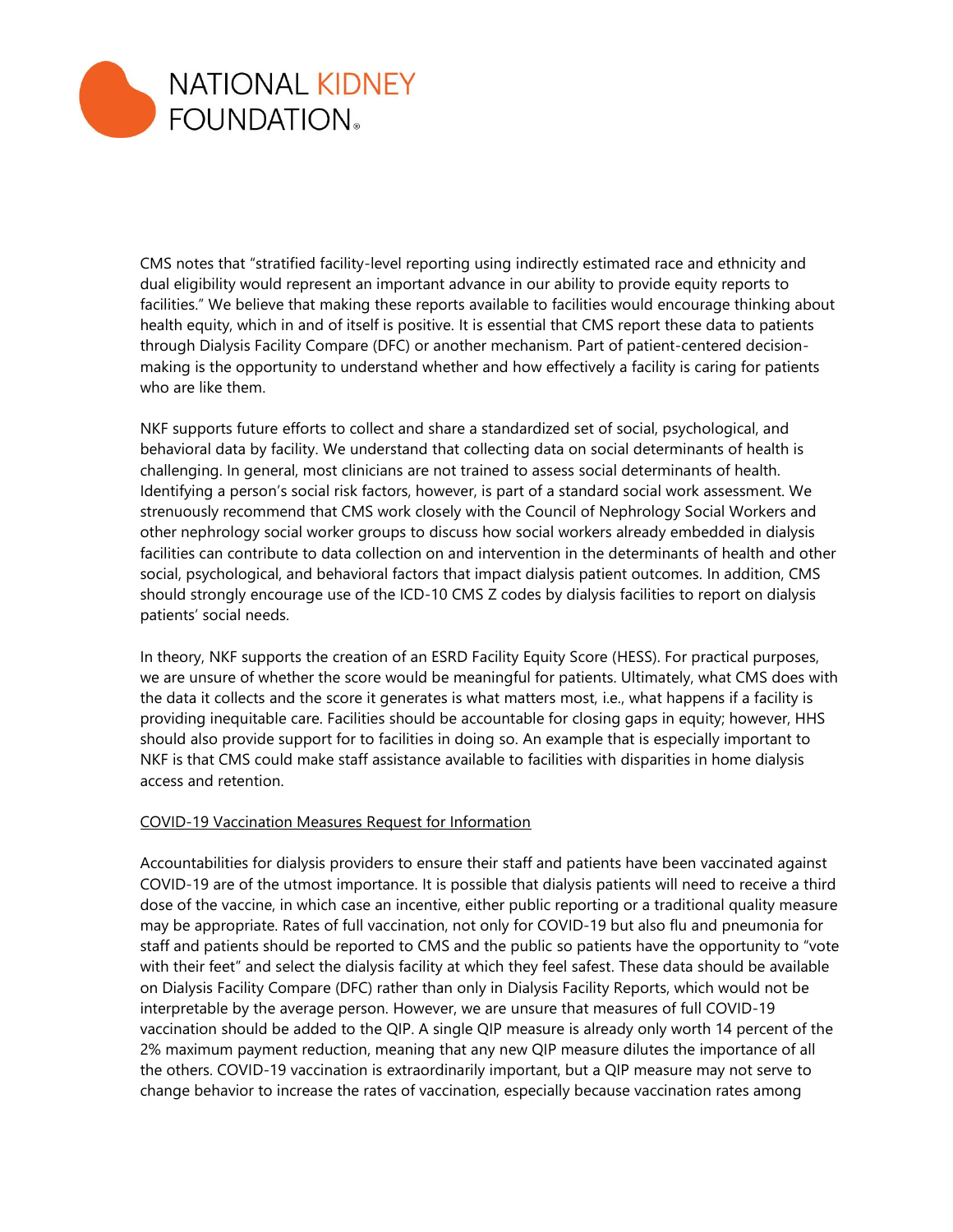CMS notes that "stratified facility-level reporting using indirectly estimated race and ethnicity and dual eligibility would represent an important advance in our ability to provide equity reports to facilities." We believe that making these reports available to facilities would encourage thinking about health equity, which in and of itself is positive. It is essential that CMS report these data to patients through Dialysis Facility Compare (DFC) or another mechanism. Part of patient-centered decision-making is the opportunity to understand whether and how effectively a facility is caring for patients who are like them.

NKF supports future efforts to collect and share a standardized set of social, psychological, and behavioral data by facility. We understand that collecting data on social determinants of health is challenging. In general, most clinicians are not trained to assess social determinants of health. Identifying a person's social risk factors, however, is part of a standard social work assessment. We strenuously recommend that CMS work closely with the Council of Nephrology Social Workers and other nephrology social worker groups to discuss how social workers already embedded in dialysis facilities can contribute to data collection on and intervention in the determinants of health and other social, psychological, and behavioral factors that impact dialysis patient outcomes. In addition, CMS should strongly encourage use of the ICD-10 CMS Z codes by dialysis facilities to report on dialysis patients' social needs.

In theory, NKF supports the creation of an ESRD Facility Equity Score (HESS). For practical purposes, we are unsure of whether the score would be meaningful for patients. Ultimately, what CMS does with the data it collects and the score it generates is what matters most, i.e., what happens if a facility is providing inequitable care. Facilities should be accountable for closing gaps in equity; however, HHS should also provide support for to facilities in doing so. An example that is especially important to NKF is that CMS could make staff assistance available to facilities with disparities in home dialysis access and retention.

<u>COVID-19 Vaccination Measures Request for Information</u>

Accountabilities for dialysis providers to ensure their staff and patients have been vaccinated against COVID-19 are of the utmost importance. It is possible that dialysis patients will need to receive a third dose of the vaccine, in which case an incentive, either public reporting or a traditional quality measure may be appropriate. Rates of full vaccination, not only for COVID-19 but also flu and pneumonia for staff and patients should be reported to CMS and the public so patients have the opportunity to "vote with their feet" and select the dialysis facility at which they feel safest. These data should be available on Dialysis Facility Compare (DFC) rather than only in Dialysis Facility Reports, which would not be interpretable by the average person. However, we are unsure that measures of full COVID-19 vaccination should be added to the QIP. A single QIP measure is already only worth 14 percent of the 2% maximum payment reduction, meaning that any new QIP measure dilutes the importance of all the others. COVID-19 vaccination is extraordinarily important, but a QIP measure may not serve to change behavior to increase the rates of vaccination, especially because vaccination rates among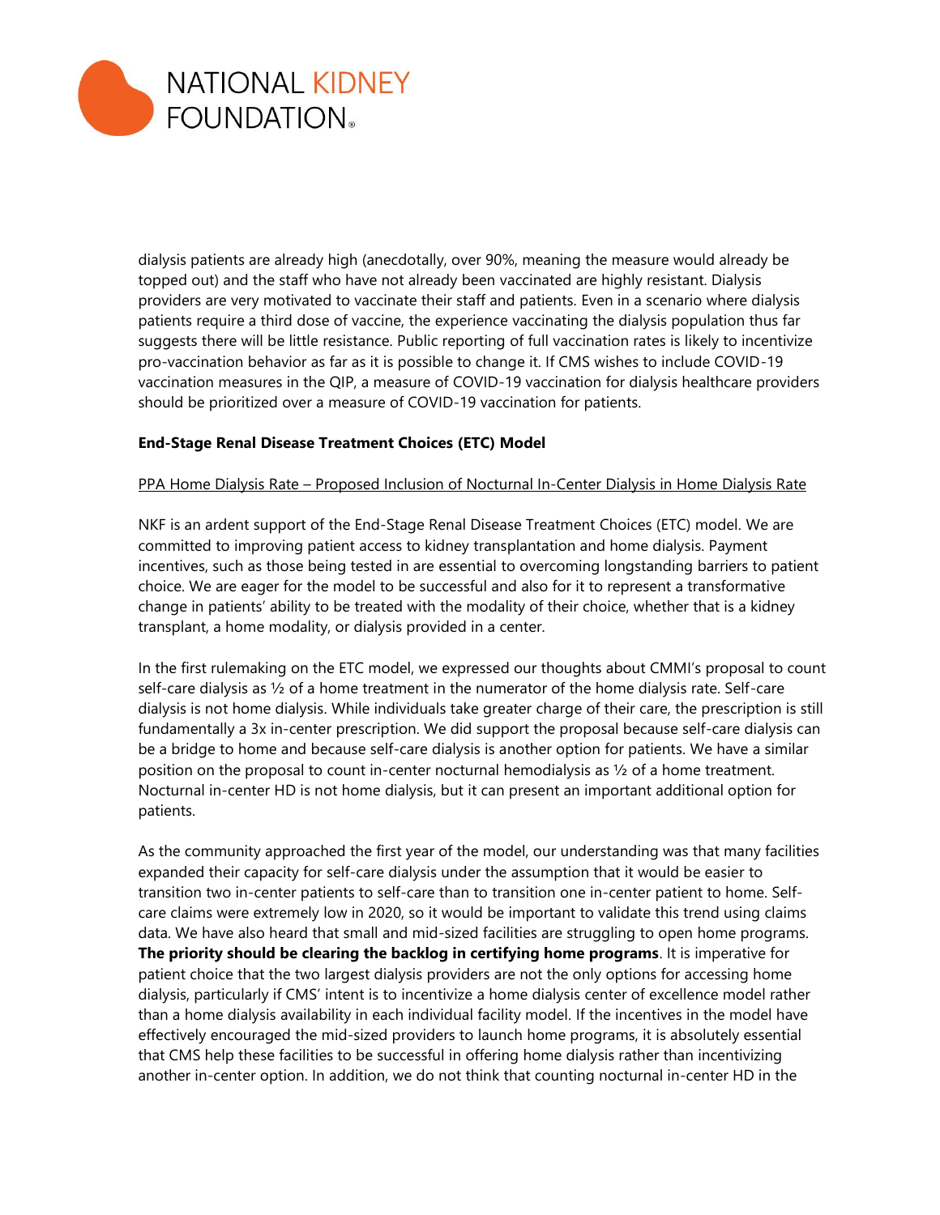dialysis patients are already high (anecdotally, over 90%, meaning the measure would already be topped out) and the staff who have not already been vaccinated are highly resistant. Dialysis providers are very motivated to vaccinate their staff and patients. Even in a scenario where dialysis patients require a third dose of vaccine, the experience vaccinating the dialysis population thus far suggests there will be little resistance. Public reporting of full vaccination rates is likely to incentivize pro-vaccination behavior as far as it is possible to change it. If CMS wishes to include COVID-19 vaccination measures in the QIP, a measure of COVID-19 vaccination for dialysis healthcare providers should be prioritized over a measure of COVID-19 vaccination for patients.

**End-Stage Renal Disease Treatment Choices (ETC) Model**

PPA Home Dialysis Rate – Proposed Inclusion of Nocturnal In-Center Dialysis in Home Dialysis Rate

NKF is an ardent support of the End-Stage Renal Disease Treatment Choices (ETC) model. We are committed to improving patient access to kidney transplantation and home dialysis. Payment incentives, such as those being tested in are essential to overcoming longstanding barriers to patient choice. We are eager for the model to be successful and also for it to represent a transformative change in patients' ability to be treated with the modality of their choice, whether that is a kidney transplant, a home modality, or dialysis provided in a center.

In the first rulemaking on the ETC model, we expressed our thoughts about CMMI's proposal to count self-care dialysis as ½ of a home treatment in the numerator of the home dialysis rate. Self-care dialysis is not home dialysis. While individuals take greater charge of their care, the prescription is still fundamentally a 3x in-center prescription. We did support the proposal because self-care dialysis can be a bridge to home and because self-care dialysis is another option for patients. We have a similar position on the proposal to count in-center nocturnal hemodialysis as ½ of a home treatment. Nocturnal in-center HD is not home dialysis, but it can present an important additional option for patients.

As the community approached the first year of the model, our understanding was that many facilities expanded their capacity for self-care dialysis under the assumption that it would be easier to transition two in-center patients to self-care than to transition one in-center patient to home. Self-care claims were extremely low in 2020, so it would be important to validate this trend using claims data. We have also heard that small and mid-sized facilities are struggling to open home programs. **The priority should be clearing the backlog in certifying home programs**. It is imperative for patient choice that the two largest dialysis providers are not the only options for accessing home dialysis, particularly if CMS' intent is to incentivize a home dialysis center of excellence model rather than a home dialysis availability in each individual facility model. If the incentives in the model have effectively encouraged the mid-sized providers to launch home programs, it is absolutely essential that CMS help these facilities to be successful in offering home dialysis rather than incentivizing another in-center option. In addition, we do not think that counting nocturnal in-center HD in the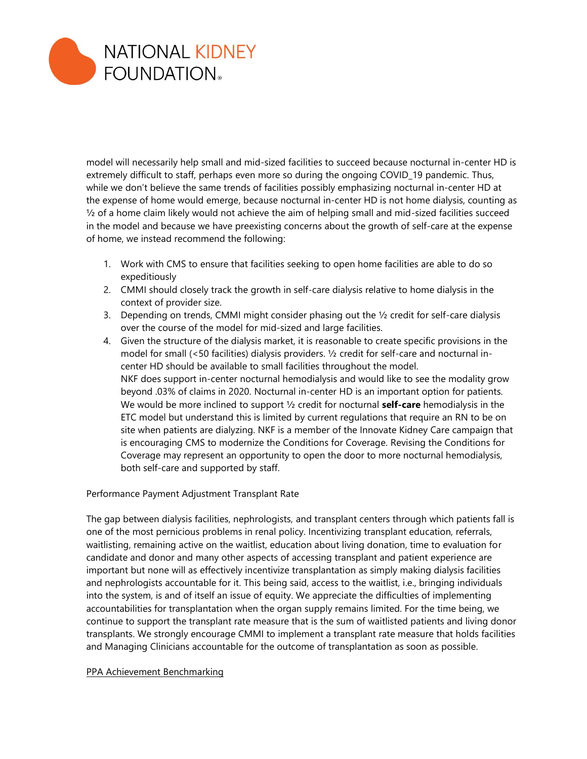model will necessarily help small and mid-sized facilities to succeed because nocturnal in-center HD is extremely difficult to staff, perhaps even more so during the ongoing COVID_19 pandemic. Thus, while we don't believe the same trends of facilities possibly emphasizing nocturnal in-center HD at the expense of home would emerge, because nocturnal in-center HD is not home dialysis, counting as ½ of a home claim likely would not achieve the aim of helping small and mid-sized facilities succeed in the model and because we have preexisting concerns about the growth of self-care at the expense of home, we instead recommend the following:

1. Work with CMS to ensure that facilities seeking to open home facilities are able to do so expeditiously
2. CMMI should closely track the growth in self-care dialysis relative to home dialysis in the context of provider size.
3. Depending on trends, CMMI might consider phasing out the ½ credit for self-care dialysis over the course of the model for mid-sized and large facilities.
4. Given the structure of the dialysis market, it is reasonable to create specific provisions in the model for small (<50 facilities) dialysis providers. ½ credit for self-care and nocturnal in-center HD should be available to small facilities throughout the model.
   NKF does support in-center nocturnal hemodialysis and would like to see the modality grow beyond .03% of claims in 2020. Nocturnal in-center HD is an important option for patients. We would be more inclined to support ½ credit for nocturnal **self-care** hemodialysis in the ETC model but understand this is limited by current regulations that require an RN to be on site when patients are dialyzing. NKF is a member of the Innovate Kidney Care campaign that is encouraging CMS to modernize the Conditions for Coverage. Revising the Conditions for Coverage may represent an opportunity to open the door to more nocturnal hemodialysis, both self-care and supported by staff.

Performance Payment Adjustment Transplant Rate

The gap between dialysis facilities, nephrologists, and transplant centers through which patients fall is one of the most pernicious problems in renal policy. Incentivizing transplant education, referrals, waitlisting, remaining active on the waitlist, education about living donation, time to evaluation for candidate and donor and many other aspects of accessing transplant and patient experience are important but none will as effectively incentivize transplantation as simply making dialysis facilities and nephrologists accountable for it. This being said, access to the waitlist, i.e., bringing individuals into the system, is and of itself an issue of equity. We appreciate the difficulties of implementing accountabilities for transplantation when the organ supply remains limited. For the time being, we continue to support the transplant rate measure that is the sum of waitlisted patients and living donor transplants. We strongly encourage CMMI to implement a transplant rate measure that holds facilities and Managing Clinicians accountable for the outcome of transplantation as soon as possible.

PPA Achievement Benchmarking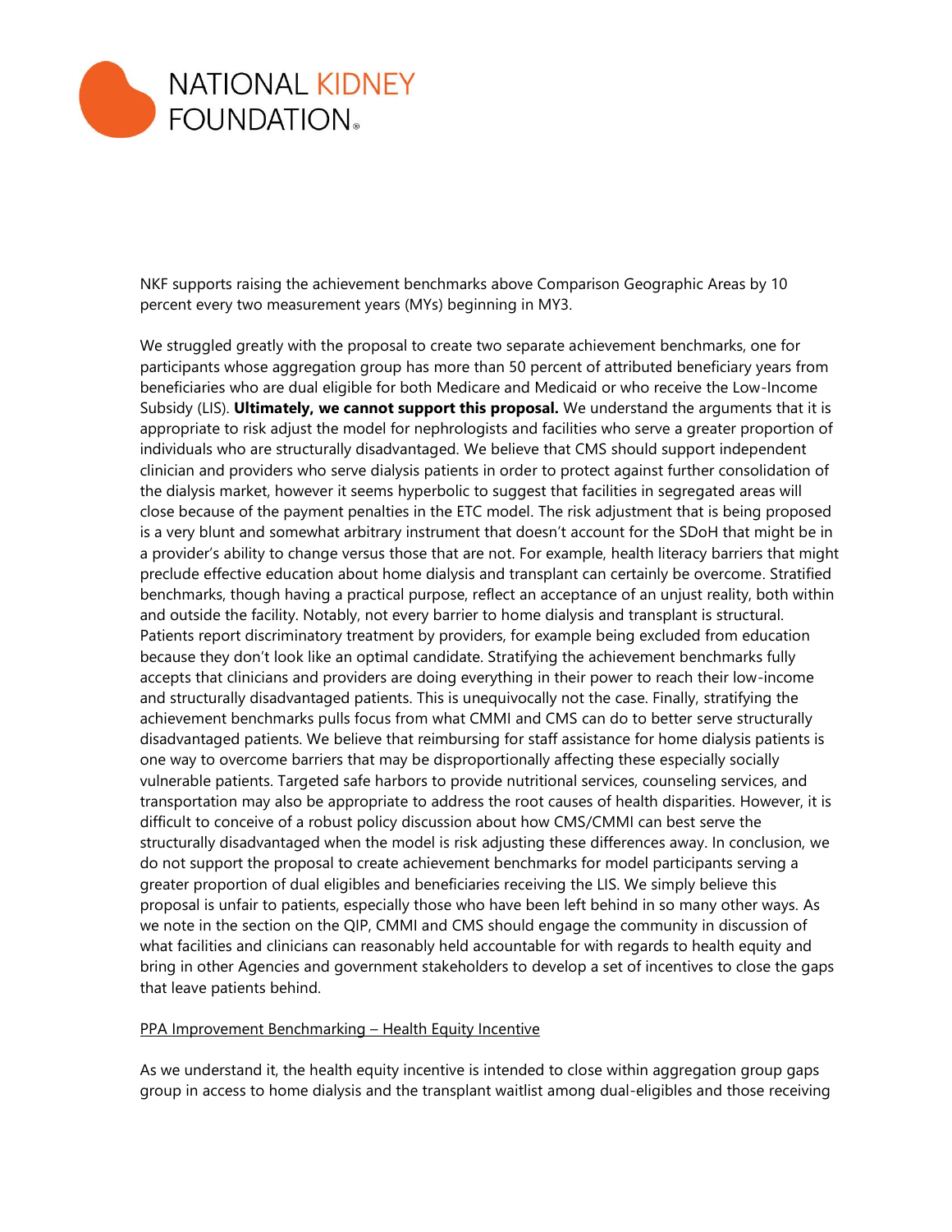NKF supports raising the achievement benchmarks above Comparison Geographic Areas by 10 percent every two measurement years (MYs) beginning in MY3.

We struggled greatly with the proposal to create two separate achievement benchmarks, one for participants whose aggregation group has more than 50 percent of attributed beneficiary years from beneficiaries who are dual eligible for both Medicare and Medicaid or who receive the Low-Income Subsidy (LIS). **Ultimately, we cannot support this proposal.** We understand the arguments that it is appropriate to risk adjust the model for nephrologists and facilities who serve a greater proportion of individuals who are structurally disadvantaged. We believe that CMS should support independent clinician and providers who serve dialysis patients in order to protect against further consolidation of the dialysis market, however it seems hyperbolic to suggest that facilities in segregated areas will close because of the payment penalties in the ETC model. The risk adjustment that is being proposed is a very blunt and somewhat arbitrary instrument that doesn't account for the SDoH that might be in a provider's ability to change versus those that are not. For example, health literacy barriers that might preclude effective education about home dialysis and transplant can certainly be overcome. Stratified benchmarks, though having a practical purpose, reflect an acceptance of an unjust reality, both within and outside the facility. Notably, not every barrier to home dialysis and transplant is structural. Patients report discriminatory treatment by providers, for example being excluded from education because they don't look like an optimal candidate. Stratifying the achievement benchmarks fully accepts that clinicians and providers are doing everything in their power to reach their low-income and structurally disadvantaged patients. This is unequivocally not the case. Finally, stratifying the achievement benchmarks pulls focus from what CMMI and CMS can do to better serve structurally disadvantaged patients. We believe that reimbursing for staff assistance for home dialysis patients is one way to overcome barriers that may be disproportionally affecting these especially socially vulnerable patients. Targeted safe harbors to provide nutritional services, counseling services, and transportation may also be appropriate to address the root causes of health disparities. However, it is difficult to conceive of a robust policy discussion about how CMS/CMMI can best serve the structurally disadvantaged when the model is risk adjusting these differences away. In conclusion, we do not support the proposal to create achievement benchmarks for model participants serving a greater proportion of dual eligibles and beneficiaries receiving the LIS. We simply believe this proposal is unfair to patients, especially those who have been left behind in so many other ways. As we note in the section on the QIP, CMMI and CMS should engage the community in discussion of what facilities and clinicians can reasonably held accountable for with regards to health equity and bring in other Agencies and government stakeholders to develop a set of incentives to close the gaps that leave patients behind.

PPA Improvement Benchmarking – Health Equity Incentive

As we understand it, the health equity incentive is intended to close within aggregation group gaps group in access to home dialysis and the transplant waitlist among dual-eligibles and those receiving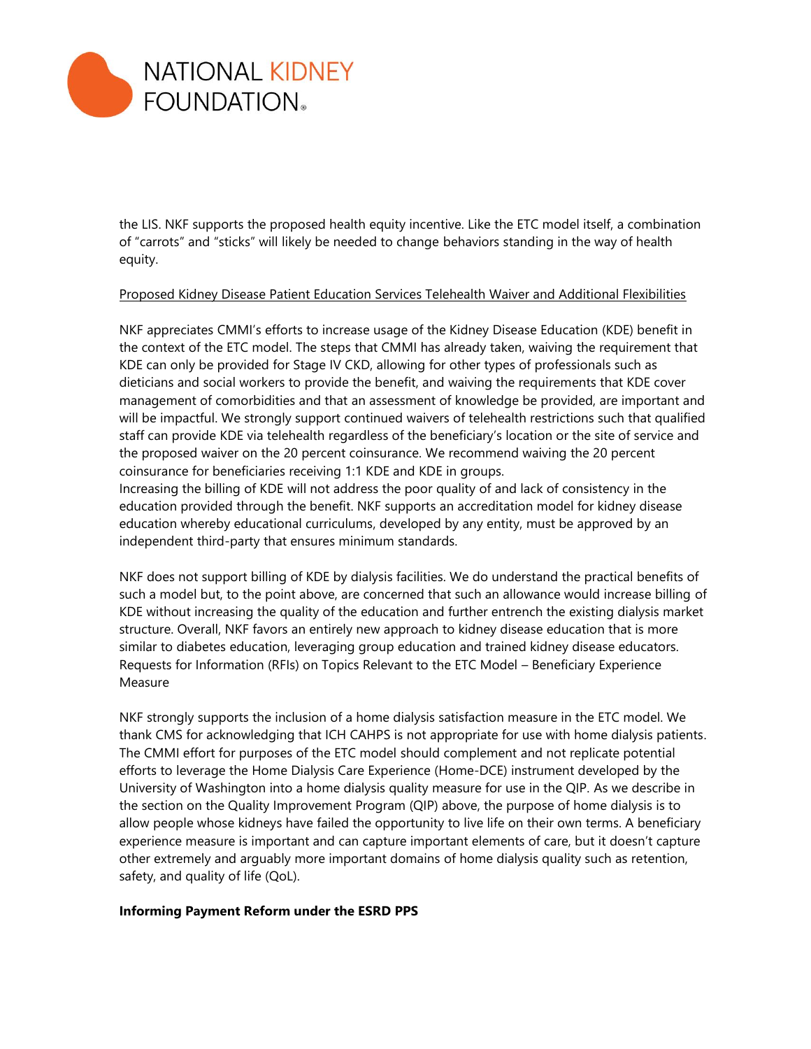the LIS. NKF supports the proposed health equity incentive. Like the ETC model itself, a combination of "carrots" and "sticks" will likely be needed to change behaviors standing in the way of health equity.

Proposed Kidney Disease Patient Education Services Telehealth Waiver and Additional Flexibilities

NKF appreciates CMMI's efforts to increase usage of the Kidney Disease Education (KDE) benefit in the context of the ETC model. The steps that CMMI has already taken, waiving the requirement that KDE can only be provided for Stage IV CKD, allowing for other types of professionals such as dieticians and social workers to provide the benefit, and waiving the requirements that KDE cover management of comorbidities and that an assessment of knowledge be provided, are important and will be impactful. We strongly support continued waivers of telehealth restrictions such that qualified staff can provide KDE via telehealth regardless of the beneficiary's location or the site of service and the proposed waiver on the 20 percent coinsurance. We recommend waiving the 20 percent coinsurance for beneficiaries receiving 1:1 KDE and KDE in groups.
Increasing the billing of KDE will not address the poor quality of and lack of consistency in the education provided through the benefit. NKF supports an accreditation model for kidney disease education whereby educational curriculums, developed by any entity, must be approved by an independent third-party that ensures minimum standards.

NKF does not support billing of KDE by dialysis facilities. We do understand the practical benefits of such a model but, to the point above, are concerned that such an allowance would increase billing of KDE without increasing the quality of the education and further entrench the existing dialysis market structure. Overall, NKF favors an entirely new approach to kidney disease education that is more similar to diabetes education, leveraging group education and trained kidney disease educators.
Requests for Information (RFIs) on Topics Relevant to the ETC Model – Beneficiary Experience Measure

NKF strongly supports the inclusion of a home dialysis satisfaction measure in the ETC model. We thank CMS for acknowledging that ICH CAHPS is not appropriate for use with home dialysis patients. The CMMI effort for purposes of the ETC model should complement and not replicate potential efforts to leverage the Home Dialysis Care Experience (Home-DCE) instrument developed by the University of Washington into a home dialysis quality measure for use in the QIP. As we describe in the section on the Quality Improvement Program (QIP) above, the purpose of home dialysis is to allow people whose kidneys have failed the opportunity to live life on their own terms. A beneficiary experience measure is important and can capture important elements of care, but it doesn't capture other extremely and arguably more important domains of home dialysis quality such as retention, safety, and quality of life (QoL).

**Informing Payment Reform under the ESRD PPS**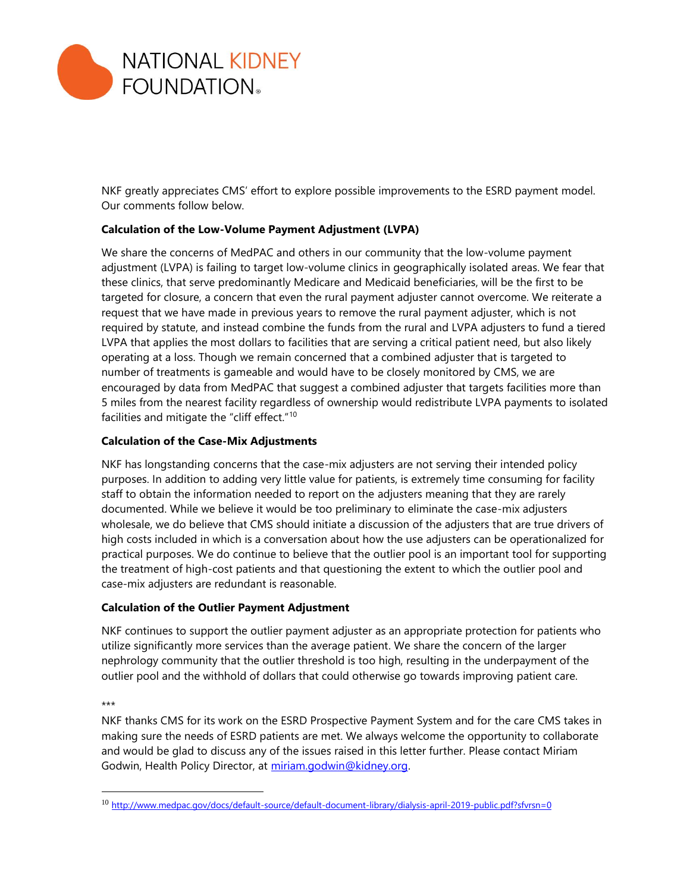NKF greatly appreciates CMS' effort to explore possible improvements to the ESRD payment model. Our comments follow below.

**Calculation of the Low-Volume Payment Adjustment (LVPA)**

We share the concerns of MedPAC and others in our community that the low-volume payment adjustment (LVPA) is failing to target low-volume clinics in geographically isolated areas. We fear that these clinics, that serve predominantly Medicare and Medicaid beneficiaries, will be the first to be targeted for closure, a concern that even the rural payment adjuster cannot overcome. We reiterate a request that we have made in previous years to remove the rural payment adjuster, which is not required by statute, and instead combine the funds from the rural and LVPA adjusters to fund a tiered LVPA that applies the most dollars to facilities that are serving a critical patient need, but also likely operating at a loss. Though we remain concerned that a combined adjuster that is targeted to number of treatments is gameable and would have to be closely monitored by CMS, we are encouraged by data from MedPAC that suggest a combined adjuster that targets facilities more than 5 miles from the nearest facility regardless of ownership would redistribute LVPA payments to isolated facilities and mitigate the "cliff effect."[10]

**Calculation of the Case-Mix Adjustments**

NKF has longstanding concerns that the case-mix adjusters are not serving their intended policy purposes. In addition to adding very little value for patients, is extremely time consuming for facility staff to obtain the information needed to report on the adjusters meaning that they are rarely documented. While we believe it would be too preliminary to eliminate the case-mix adjusters wholesale, we do believe that CMS should initiate a discussion of the adjusters that are true drivers of high costs included in which is a conversation about how the use adjusters can be operationalized for practical purposes. We do continue to believe that the outlier pool is an important tool for supporting the treatment of high-cost patients and that questioning the extent to which the outlier pool and case-mix adjusters are redundant is reasonable.

**Calculation of the Outlier Payment Adjustment**

NKF continues to support the outlier payment adjuster as an appropriate protection for patients who utilize significantly more services than the average patient. We share the concern of the larger nephrology community that the outlier threshold is too high, resulting in the underpayment of the outlier pool and the withhold of dollars that could otherwise go towards improving patient care.

***

NKF thanks CMS for its work on the ESRD Prospective Payment System and for the care CMS takes in making sure the needs of ESRD patients are met. We always welcome the opportunity to collaborate and would be glad to discuss any of the issues raised in this letter further. Please contact Miriam Godwin, Health Policy Director, at miriam.godwin@kidney.org.

---

[10] http://www.medpac.gov/docs/default-source/default-document-library/dialysis-april-2019-public.pdf?sfvrsn=0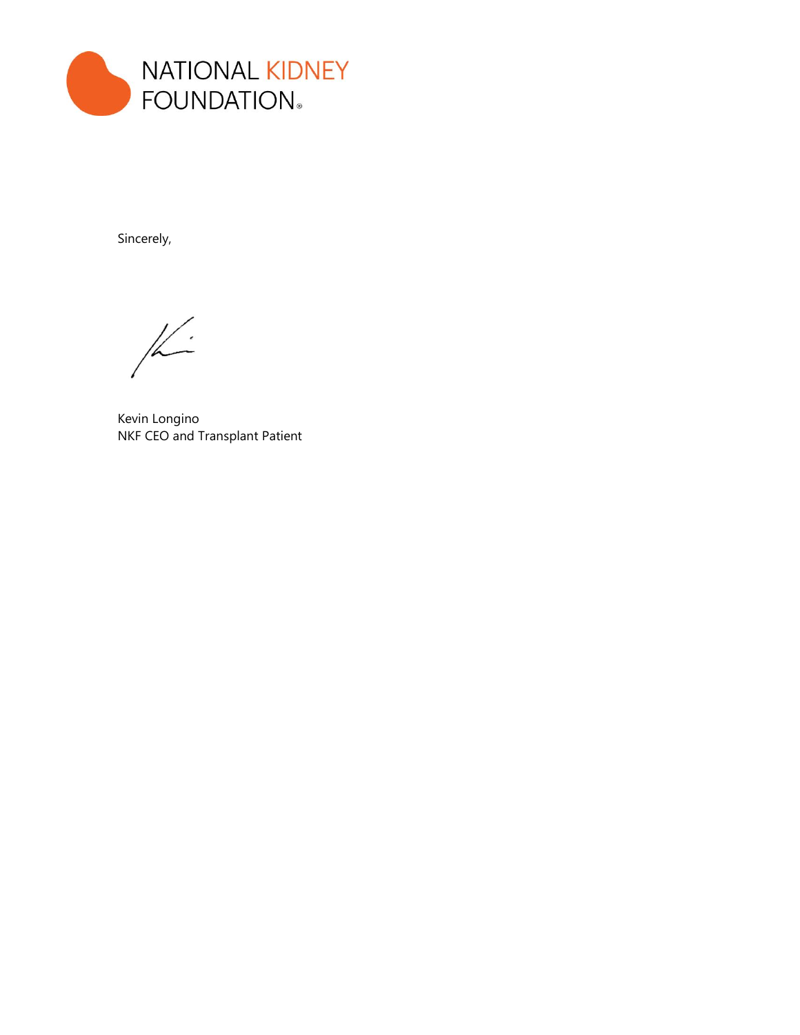Sincerely,

Kevin Longino
NKF CEO and Transplant Patient